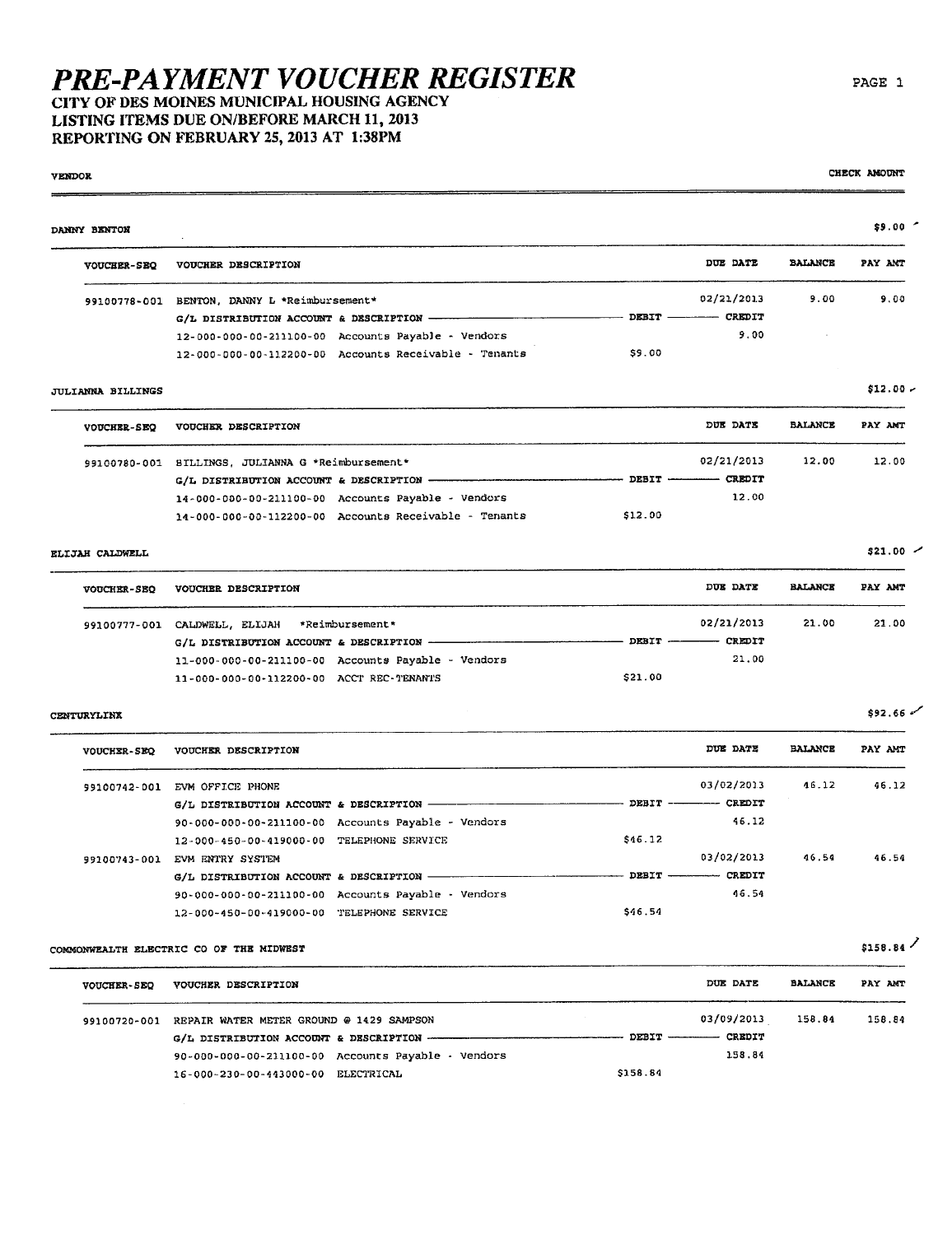# PRE-PAYMENT VOUCHER REGISTER

**CITY OF DES MOINES MUNICIPAL HOUSING AGENCY**
**LISTING ITEMS DUE ON/BEFORE MARCH 11, 2013**
**REPORTING ON FEBRUARY 25, 2013 AT 1:38PM**

| VENDOR | | | | | CHECK AMOUNT |
|---|---|---|---|---|---|
| **DANNY BENTON** | | | | | $9.00 |
| VOUCHER-SEQ | VOUCHER DESCRIPTION | | DUE DATE | BALANCE | PAY AMT |
| 99100778-001 | BENTON, DANNY L *Reimbursement* | | 02/21/2013 | 9.00 | 9.00 |
| | G/L DISTRIBUTION ACCOUNT & DESCRIPTION | DEBIT | CREDIT | | |
| | 12-000-000-00-211100-00 Accounts Payable - Vendors | | 9.00 | | |
| | 12-000-000-00-112200-00 Accounts Receivable - Tenants | $9.00 | | | |
| **JULIANNA BILLINGS** | | | | | $12.00 |
| VOUCHER-SEQ | VOUCHER DESCRIPTION | | DUE DATE | BALANCE | PAY AMT |
| 99100780-001 | BILLINGS, JULIANNA G *Reimbursement* | | 02/21/2013 | 12.00 | 12.00 |
| | G/L DISTRIBUTION ACCOUNT & DESCRIPTION | DEBIT | CREDIT | | |
| | 14-000-000-00-211100-00 Accounts Payable - Vendors | | 12.00 | | |
| | 14-000-000-00-112200-00 Accounts Receivable - Tenants | $12.00 | | | |
| **ELIJAH CALDWELL** | | | | | $21.00 |
| VOUCHER-SEQ | VOUCHER DESCRIPTION | | DUE DATE | BALANCE | PAY AMT |
| 99100777-001 | CALDWELL, ELIJAH *Reimbursement* | | 02/21/2013 | 21.00 | 21.00 |
| | G/L DISTRIBUTION ACCOUNT & DESCRIPTION | DEBIT | CREDIT | | |
| | 11-000-000-00-211100-00 Accounts Payable - Vendors | | 21.00 | | |
| | 11-000-000-00-112200-00 ACCT REC-TENANTS | $21.00 | | | |
| **CENTURYLINK** | | | | | $92.66 |
| VOUCHER-SEQ | VOUCHER DESCRIPTION | | DUE DATE | BALANCE | PAY AMT |
| 99100742-001 | EVM OFFICE PHONE | | 03/02/2013 | 46.12 | 46.12 |
| | G/L DISTRIBUTION ACCOUNT & DESCRIPTION | DEBIT | CREDIT | | |
| | 90-000-000-00-211100-00 Accounts Payable - Vendors | | 46.12 | | |
| | 12-000-450-00-419000-00 TELEPHONE SERVICE | $46.12 | | | |
| 99100743-001 | EVM ENTRY SYSTEM | | 03/02/2013 | 46.54 | 46.54 |
| | G/L DISTRIBUTION ACCOUNT & DESCRIPTION | DEBIT | CREDIT | | |
| | 90-000-000-00-211100-00 Accounts Payable - Vendors | | 46.54 | | |
| | 12-000-450-00-419000-00 TELEPHONE SERVICE | $46.54 | | | |
| **COMMONWEALTH ELECTRIC CO OF THE MIDWEST** | | | | | $158.84 |
| VOUCHER-SEQ | VOUCHER DESCRIPTION | | DUE DATE | BALANCE | PAY AMT |
| 99100720-001 | REPAIR WATER METER GROUND @ 1429 SAMPSON | | 03/09/2013 | 158.84 | 158.84 |
| | G/L DISTRIBUTION ACCOUNT & DESCRIPTION | DEBIT | CREDIT | | |
| | 90-000-000-00-211100-00 Accounts Payable - Vendors | | 158.84 | | |
| | 16-000-230-00-443000-00 ELECTRICAL | $158.84 | | | |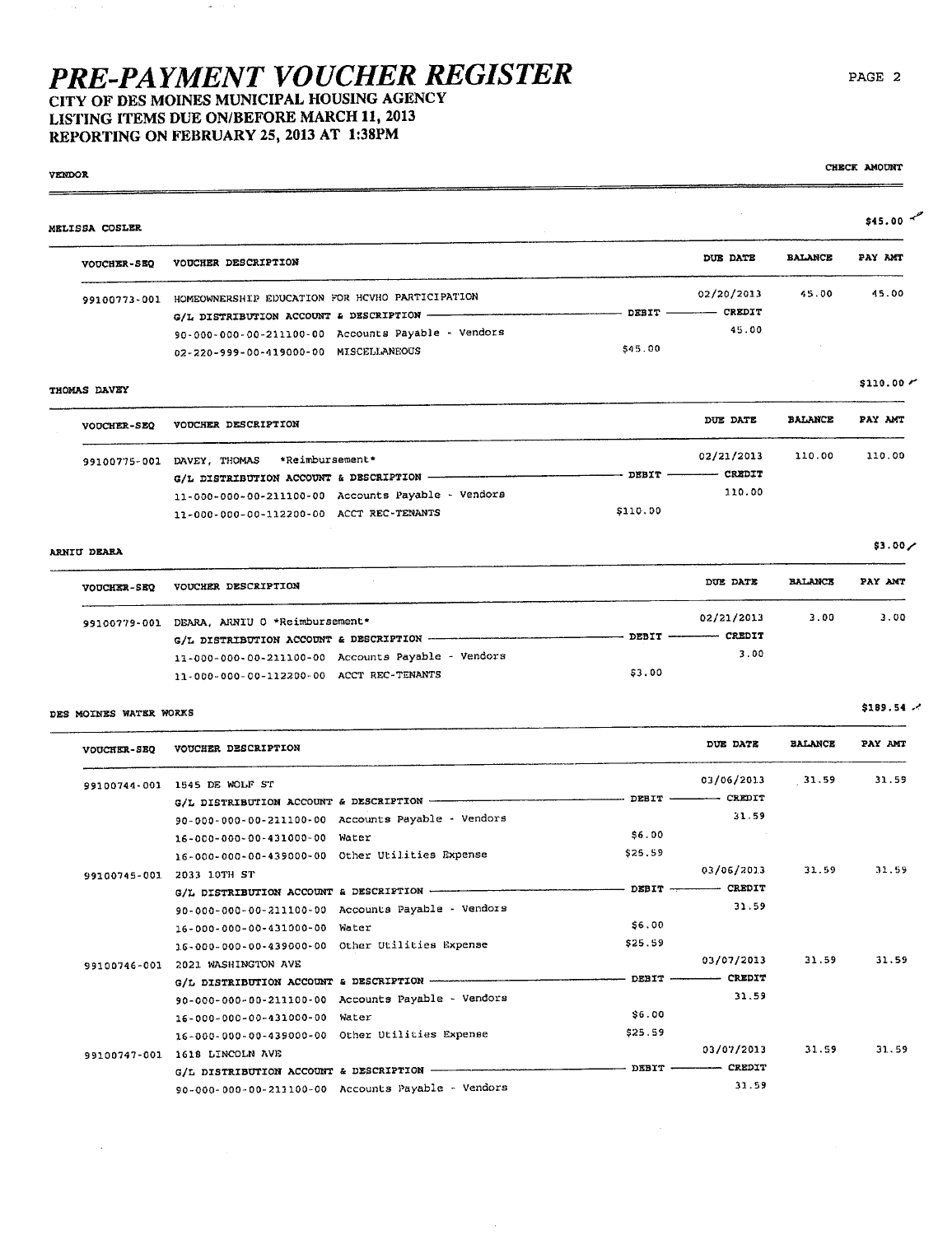# PRE-PAYMENT VOUCHER REGISTER

## CITY OF DES MOINES MUNICIPAL HOUSING AGENCY
## LISTING ITEMS DUE ON/BEFORE MARCH 11, 2013
## REPORTING ON FEBRUARY 25, 2013 AT 1:38PM

**VENDOR** — **CHECK AMOUNT**

### MELISSA COSLER — $45.00

| VOUCHER-SEQ | VOUCHER DESCRIPTION | | DUE DATE | BALANCE | PAY AMT |
|---|---|---|---|---|---|
| 99100773-001 | HOMEOWNERSHIP EDUCATION FOR HCVHO PARTICIPATION | | 02/20/2013 | 45.00 | 45.00 |
| | G/L DISTRIBUTION ACCOUNT & DESCRIPTION | DEBIT | CREDIT | | |
| | 90-000-000-00-211100-00 Accounts Payable - Vendors | | 45.00 | | |
| | 02-220-999-00-419000-00 MISCELLANEOUS | $45.00 | | | |

### THOMAS DAVEY — $110.00

| VOUCHER-SEQ | VOUCHER DESCRIPTION | | DUE DATE | BALANCE | PAY AMT |
|---|---|---|---|---|---|
| 99100775-001 | DAVEY, THOMAS *Reimbursement* | | 02/21/2013 | 110.00 | 110.00 |
| | G/L DISTRIBUTION ACCOUNT & DESCRIPTION | DEBIT | CREDIT | | |
| | 11-000-000-00-211100-00 Accounts Payable - Vendors | | 110.00 | | |
| | 11-000-000-00-112200-00 ACCT REC-TENANTS | $110.00 | | | |

### ARNIU DEARA — $3.00

| VOUCHER-SEQ | VOUCHER DESCRIPTION | | DUE DATE | BALANCE | PAY AMT |
|---|---|---|---|---|---|
| 99100779-001 | DEARA, ARNIU O *Reimbursement* | | 02/21/2013 | 3.00 | 3.00 |
| | G/L DISTRIBUTION ACCOUNT & DESCRIPTION | DEBIT | CREDIT | | |
| | 11-000-000-00-211100-00 Accounts Payable - Vendors | | 3.00 | | |
| | 11-000-000-00-112200-00 ACCT REC-TENANTS | $3.00 | | | |

### DES MOINES WATER WORKS — $189.54

| VOUCHER-SEQ | VOUCHER DESCRIPTION | | DUE DATE | BALANCE | PAY AMT |
|---|---|---|---|---|---|
| 99100744-001 | 1545 DE WOLF ST | | 03/06/2013 | 31.59 | 31.59 |
| | G/L DISTRIBUTION ACCOUNT & DESCRIPTION | DEBIT | CREDIT | | |
| | 90-000-000-00-211100-00 Accounts Payable - Vendors | | 31.59 | | |
| | 16-000-000-00-431000-00 Water | $6.00 | | | |
| | 16-000-000-00-439000-00 Other Utilities Expense | $25.59 | | | |
| 99100745-001 | 2033 10TH ST | | 03/06/2013 | 31.59 | 31.59 |
| | G/L DISTRIBUTION ACCOUNT & DESCRIPTION | DEBIT | CREDIT | | |
| | 90-000-000-00-211100-00 Accounts Payable - Vendors | | 31.59 | | |
| | 16-000-000-00-431000-00 Water | $6.00 | | | |
| | 16-000-000-00-439000-00 Other Utilities Expense | $25.59 | | | |
| 99100746-001 | 2021 WASHINGTON AVE | | 03/07/2013 | 31.59 | 31.59 |
| | G/L DISTRIBUTION ACCOUNT & DESCRIPTION | DEBIT | CREDIT | | |
| | 90-000-000-00-211100-00 Accounts Payable - Vendors | | 31.59 | | |
| | 16-000-000-00-431000-00 Water | $6.00 | | | |
| | 16-000-000-00-439000-00 Other Utilities Expense | $25.59 | | | |
| 99100747-001 | 1618 LINCOLN AVE | | 03/07/2013 | 31.59 | 31.59 |
| | G/L DISTRIBUTION ACCOUNT & DESCRIPTION | DEBIT | CREDIT | | |
| | 90-000-000-00-211100-00 Accounts Payable - Vendors | | 31.59 | | |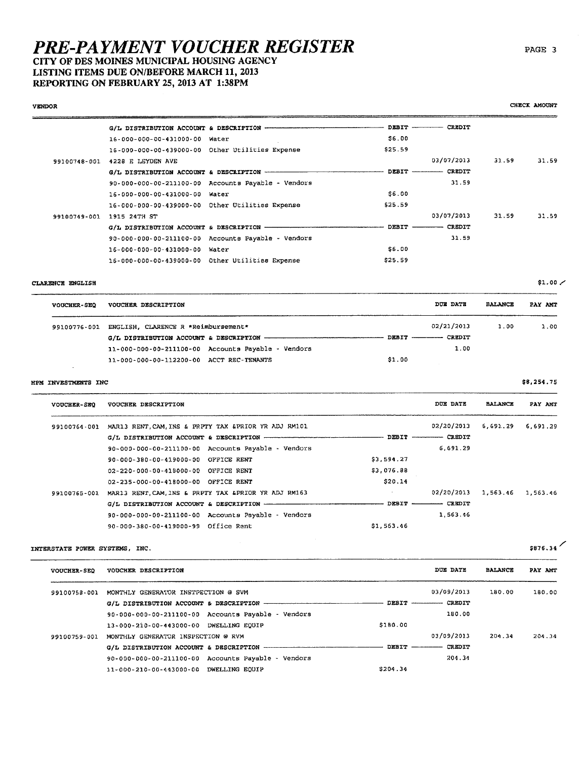# PRE-PAYMENT VOUCHER REGISTER

**CITY OF DES MOINES MUNICIPAL HOUSING AGENCY**
**LISTING ITEMS DUE ON/BEFORE MARCH 11, 2013**
**REPORTING ON FEBRUARY 25, 2013 AT 1:38PM**

| VENDOR | | | | | | CHECK AMOUNT |
|---|---|---|---|---|---|---|
| | G/L DISTRIBUTION ACCOUNT & DESCRIPTION | DEBIT | CREDIT | | | |
| | 16-000-000-00-431000-00 Water | $6.00 | | | | |
| | 16-000-000-00-439000-00 Other Utilities Expense | $25.59 | | | | |
| 99100748-001 | 4228 E LEYDEN AVE | | 03/07/2013 | 31.59 | 31.59 | |
| | G/L DISTRIBUTION ACCOUNT & DESCRIPTION | DEBIT | CREDIT | | | |
| | 90-000-000-00-211100-00 Accounts Payable - Vendors | | 31.59 | | | |
| | 16-000-000-00-431000-00 Water | $6.00 | | | | |
| | 16-000-000-00-439000-00 Other Utilities Expense | $25.59 | | | | |
| 99100749-001 | 1915 24TH ST | | 03/07/2013 | 31.59 | 31.59 | |
| | G/L DISTRIBUTION ACCOUNT & DESCRIPTION | DEBIT | CREDIT | | | |
| | 90-000-000-00-211100-00 Accounts Payable - Vendors | | 31.59 | | | |
| | 16-000-000-00-431000-00 Water | $6.00 | | | | |
| | 16-000-000-00-439000-00 Other Utilities Expense | $25.59 | | | | |

**CLARENCE ENGLISH** — $1.00

| VOUCHER-SEQ | VOUCHER DESCRIPTION | DEBIT | DUE DATE | BALANCE | PAY AMT |
|---|---|---|---|---|---|
| 99100776-001 | ENGLISH, CLARENCE R *Reimbursement* | | 02/21/2013 | 1.00 | 1.00 |
| | G/L DISTRIBUTION ACCOUNT & DESCRIPTION | DEBIT | CREDIT | | |
| | 11-000-000-00-211100-00 Accounts Payable - Vendors | | 1.00 | | |
| | 11-000-000-00-112200-00 ACCT REC-TENANTS | $1.00 | | | |

**HPM INVESTMENTS INC** — $8,254.75

| VOUCHER-SEQ | VOUCHER DESCRIPTION | DEBIT | DUE DATE | BALANCE | PAY AMT |
|---|---|---|---|---|---|
| 99100764-001 | MAR13 RENT,CAM,INS & PRPTY TAX &PRIOR YR ADJ RM101 | | 02/20/2013 | 6,691.29 | 6,691.29 |
| | G/L DISTRIBUTION ACCOUNT & DESCRIPTION | DEBIT | CREDIT | | |
| | 90-000-000-00-211100-00 Accounts Payable - Vendors | | 6,691.29 | | |
| | 90-000-380-00-419000-00 OFFICE RENT | $3,594.27 | | | |
| | 02-220-000-00-418000-00 OFFICE RENT | $3,076.88 | | | |
| | 02-235-000-00-418000-00 OFFICE RENT | $20.14 | | | |
| 99100765-001 | MAR13 RENT,CAM,INS & PRPTY TAX &PRIOR YR ADJ RM163 | | 02/20/2013 | 1,563.46 | 1,563.46 |
| | G/L DISTRIBUTION ACCOUNT & DESCRIPTION | DEBIT | CREDIT | | |
| | 90-000-000-00-211100-00 Accounts Payable - Vendors | | 1,563.46 | | |
| | 90-000-380-00-419000-99 Office Rent | $1,563.46 | | | |

**INTERSTATE POWER SYSTEMS, INC.** — $876.34

| VOUCHER-SEQ | VOUCHER DESCRIPTION | DEBIT | DUE DATE | BALANCE | PAY AMT |
|---|---|---|---|---|---|
| 99100758-001 | MONTHLY GENERATOR INSTPECTION @ SVM | | 03/09/2013 | 180.00 | 180.00 |
| | G/L DISTRIBUTION ACCOUNT & DESCRIPTION | DEBIT | CREDIT | | |
| | 90-000-000-00-211100-00 Accounts Payable - Vendors | | 180.00 | | |
| | 13-000-210-00-443000-00 DWELLING EQUIP | $180.00 | | | |
| 99100759-001 | MONTHLY GENERATOR INSPECTION @ RVM | | 03/09/2013 | 204.34 | 204.34 |
| | G/L DISTRIBUTION ACCOUNT & DESCRIPTION | DEBIT | CREDIT | | |
| | 90-000-000-00-211100-00 Accounts Payable - Vendors | | 204.34 | | |
| | 11-000-210-00-443000-00 DWELLING EQUIP | $204.34 | | | |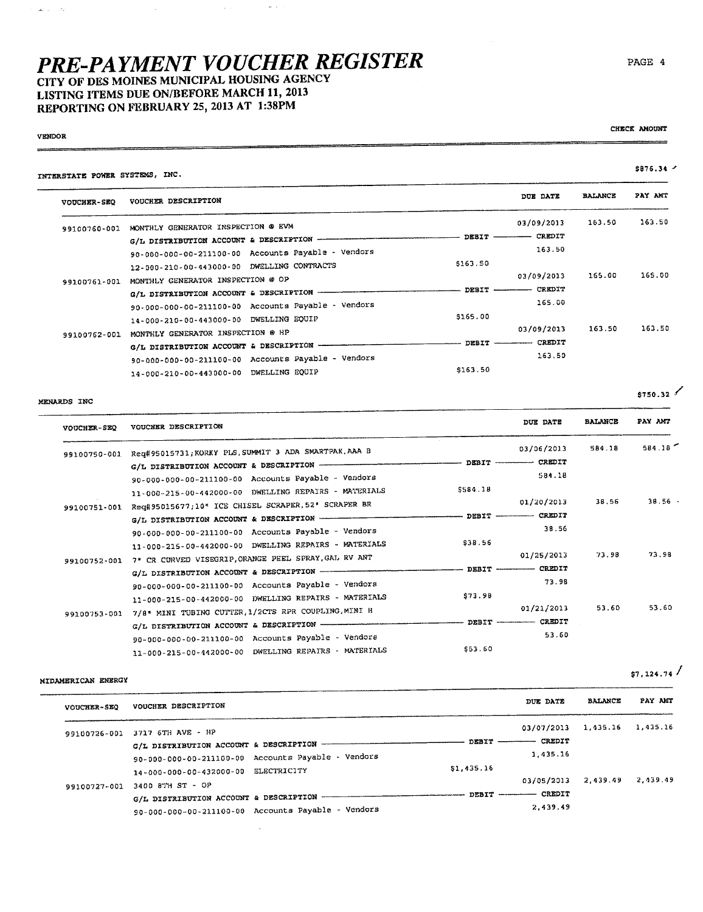# PRE-PAYMENT VOUCHER REGISTER

## CITY OF DES MOINES MUNICIPAL HOUSING AGENCY
## LISTING ITEMS DUE ON/BEFORE MARCH 11, 2013
## REPORTING ON FEBRUARY 25, 2013 AT 1:38PM

| VENDOR | | | | | CHECK AMOUNT |
|---|---|---|---|---|---|

### INTERSTATE POWER SYSTEMS, INC. — $876.34

| VOUCHER-SEQ | VOUCHER DESCRIPTION | | DUE DATE | BALANCE | PAY AMT |
|---|---|---|---|---|---|
| 99100760-001 | MONTHLY GENERATOR INSPECTION @ EVM | | 03/09/2013 | 163.50 | 163.50 |
| | G/L DISTRIBUTION ACCOUNT & DESCRIPTION | DEBIT | CREDIT | | |
| | 90-000-000-00-211100-00 Accounts Payable - Vendors | | 163.50 | | |
| | 12-000-210-00-443000-00 DWELLING CONTRACTS | $163.50 | | | |
| 99100761-001 | MONTHLY GENERATOR INSPECTION @ OP | | 03/09/2013 | 165.00 | 165.00 |
| | G/L DISTRIBUTION ACCOUNT & DESCRIPTION | DEBIT | CREDIT | | |
| | 90-000-000-00-211100-00 Accounts Payable - Vendors | | 165.00 | | |
| | 14-000-210-00-443000-00 DWELLING EQUIP | $165.00 | | | |
| 99100762-001 | MONTHLY GENERATOR INSPECTION @ HP | | 03/09/2013 | 163.50 | 163.50 |
| | G/L DISTRIBUTION ACCOUNT & DESCRIPTION | DEBIT | CREDIT | | |
| | 90-000-000-00-211100-00 Accounts Payable - Vendors | | 163.50 | | |
| | 14-000-210-00-443000-00 DWELLING EQUIP | $163.50 | | | |

### MENARDS INC — $750.32

| VOUCHER-SEQ | VOUCHER DESCRIPTION | | DUE DATE | BALANCE | PAY AMT |
|---|---|---|---|---|---|
| 99100750-001 | Req#95015731;KORKY PLS,SUMMIT 3 ADA SMARTPAK,AAA B | | 03/06/2013 | 584.18 | 584.18 |
| | G/L DISTRIBUTION ACCOUNT & DESCRIPTION | DEBIT | CREDIT | | |
| | 90-000-000-00-211100-00 Accounts Payable - Vendors | | 584.18 | | |
| | 11-000-215-00-442000-00 DWELLING REPAIRS - MATERIALS | $584.18 | | | |
| 99100751-001 | Req#95015677;10" ICE CHISEL SCRAPER,52" SCRAPER BR | | 01/20/2013 | 38.56 | 38.56 |
| | G/L DISTRIBUTION ACCOUNT & DESCRIPTION | DEBIT | CREDIT | | |
| | 90-000-000-00-211100-00 Accounts Payable - Vendors | | 38.56 | | |
| | 11-000-215-00-442000-00 DWELLING REPAIRS - MATERIALS | $38.56 | | | |
| 99100752-001 | 7" CR CURVED VISEGRIP,ORANGE PEEL SPRAY,GAL RV ANT | | 01/25/2013 | 73.98 | 73.98 |
| | G/L DISTRIBUTION ACCOUNT & DESCRIPTION | DEBIT | CREDIT | | |
| | 90-000-000-00-211100-00 Accounts Payable - Vendors | | 73.98 | | |
| | 11-000-215-00-442000-00 DWELLING REPAIRS - MATERIALS | $73.98 | | | |
| 99100753-001 | 7/8" MINI TUBING CUTTER,1/2CTS RPR COUPLING,MINI H | | 01/21/2013 | 53.60 | 53.60 |
| | G/L DISTRIBUTION ACCOUNT & DESCRIPTION | DEBIT | CREDIT | | |
| | 90-000-000-00-211100-00 Accounts Payable - Vendors | | 53.60 | | |
| | 11-000-215-00-442000-00 DWELLING REPAIRS - MATERIALS | $53.60 | | | |

### MIDAMERICAN ENERGY — $7,124.74

| VOUCHER-SEQ | VOUCHER DESCRIPTION | | DUE DATE | BALANCE | PAY AMT |
|---|---|---|---|---|---|
| 99100726-001 | 3717 6TH AVE - HP | | 03/07/2013 | 1,435.16 | 1,435.16 |
| | G/L DISTRIBUTION ACCOUNT & DESCRIPTION | DEBIT | CREDIT | | |
| | 90-000-000-00-211100-00 Accounts Payable - Vendors | | 1,435.16 | | |
| | 14-000-000-00-432000-00 ELECTRICITY | $1,435.16 | | | |
| 99100727-001 | 3400 8TH ST - OP | | 03/05/2013 | 2,439.49 | 2,439.49 |
| | G/L DISTRIBUTION ACCOUNT & DESCRIPTION | DEBIT | CREDIT | | |
| | 90-000-000-00-211100-00 Accounts Payable - Vendors | | 2,439.49 | | |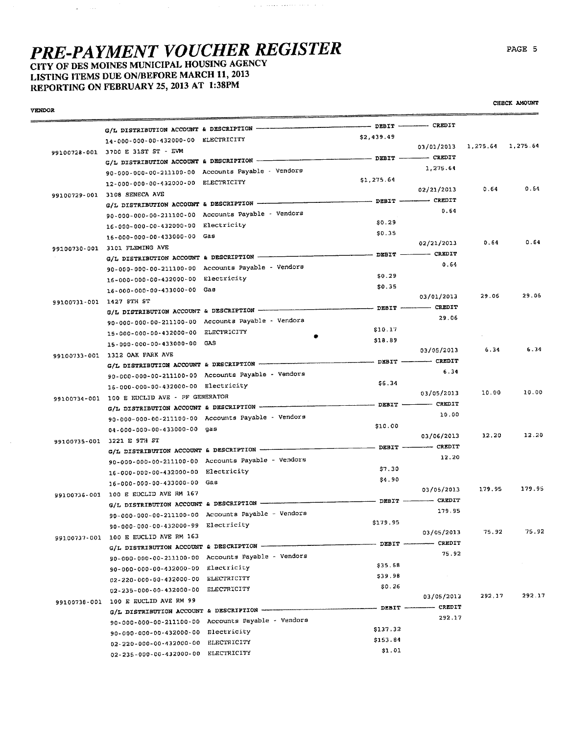# PRE-PAYMENT VOUCHER REGISTER

## CITY OF DES MOINES MUNICIPAL HOUSING AGENCY
## LISTING ITEMS DUE ON/BEFORE MARCH 11, 2013
## REPORTING ON FEBRUARY 25, 2013 AT 1:38PM

| VENDOR | G/L DISTRIBUTION ACCOUNT & DESCRIPTION | DEBIT | CREDIT | | CHECK AMOUNT |
|---|---|---|---|---|---|
| | 14-000-000-00-432000-00 ELECTRICITY | $2,439.49 | | | |
| 99100728-001 | 3700 E 31ST ST - EVM | | 03/01/2013 | 1,275.64 | 1,275.64 |
| | G/L DISTRIBUTION ACCOUNT & DESCRIPTION | DEBIT | CREDIT | | |
| | 90-000-000-00-211100-00 Accounts Payable - Vendors | | 1,275.64 | | |
| | 12-000-000-00-432000-00 ELECTRICITY | $1,275.64 | | | |
| 99100729-001 | 3108 SENECA AVE | | 02/21/2013 | 0.64 | 0.64 |
| | G/L DISTRIBUTION ACCOUNT & DESCRIPTION | DEBIT | CREDIT | | |
| | 90-000-000-00-211100-00 Accounts Payable - Vendors | | 0.64 | | |
| | 16-000-000-00-432000-00 Electricity | $0.29 | | | |
| | 16-000-000-00-433000-00 Gas | $0.35 | | | |
| 99100730-001 | 3101 FLEMING AVE | | 02/21/2013 | 0.64 | 0.64 |
| | G/L DISTRIBUTION ACCOUNT & DESCRIPTION | DEBIT | CREDIT | | |
| | 90-000-000-00-211100-00 Accounts Payable - Vendors | | 0.64 | | |
| | 16-000-000-00-432000-00 Electricity | $0.29 | | | |
| | 16-000-000-00-433000-00 Gas | $0.35 | | | |
| 99100731-001 | 1427 8TH ST | | 03/01/2013 | 29.06 | 29.06 |
| | G/L DISTRIBUTION ACCOUNT & DESCRIPTION | DEBIT | CREDIT | | |
| | 90-000-000-00-211100-00 Accounts Payable - Vendors | | 29.06 | | |
| | 15-000-000-00-432000-00 ELECTRICITY | $10.17 | | | |
| | 15-000-000-00-433000-00 GAS | $18.89 | | | |
| 99100733-001 | 1312 OAK PARK AVE | | 03/05/2013 | 6.34 | 6.34 |
| | G/L DISTRIBUTION ACCOUNT & DESCRIPTION | DEBIT | CREDIT | | |
| | 90-000-000-00-211100-00 Accounts Payable - Vendors | | 6.34 | | |
| | 16-000-000-00-432000-00 Electricity | $6.34 | | | |
| 99100734-001 | 100 E EUCLID AVE - PF GENERATOR | | 03/05/2013 | 10.00 | 10.00 |
| | G/L DISTRIBUTION ACCOUNT & DESCRIPTION | DEBIT | CREDIT | | |
| | 90-000-000-00-211100-00 Accounts Payable - Vendors | | 10.00 | | |
| | 04-000-000-00-433000-00 gas | $10.00 | | | |
| 99100735-001 | 3221 E 9TH ST | | 03/06/2013 | 12.20 | 12.20 |
| | G/L DISTRIBUTION ACCOUNT & DESCRIPTION | DEBIT | CREDIT | | |
| | 90-000-000-00-211100-00 Accounts Payable - Vendors | | 12.20 | | |
| | 16-000-000-00-432000-00 Electricity | $7.30 | | | |
| | 16-000-000-00-433000-00 Gas | $4.90 | | | |
| 99100736-001 | 100 E EUCLID AVE RM 167 | | 03/05/2013 | 179.95 | 179.95 |
| | G/L DISTRIBUTION ACCOUNT & DESCRIPTION | DEBIT | CREDIT | | |
| | 90-000-000-00-211100-00 Accounts Payable - Vendors | | 179.95 | | |
| | 90-000-000-00-432000-99 Electricity | $179.95 | | | |
| 99100737-001 | 100 E EUCLID AVE RM 163 | | 03/05/2013 | 75.92 | 75.92 |
| | G/L DISTRIBUTION ACCOUNT & DESCRIPTION | DEBIT | CREDIT | | |
| | 90-000-000-00-211100-00 Accounts Payable - Vendors | | 75.92 | | |
| | 90-000-000-00-432000-00 Electricity | $35.68 | | | |
| | 02-220-000-00-432000-00 ELECTRICITY | $39.98 | | | |
| | 02-235-000-00-432000-00 ELECTRICITY | $0.26 | | | |
| 99100738-001 | 100 E EUCLID AVE RM 99 | | 03/05/2013 | 292.17 | 292.17 |
| | G/L DISTRIBUTION ACCOUNT & DESCRIPTION | DEBIT | CREDIT | | |
| | 90-000-000-00-211100-00 Accounts Payable - Vendors | | 292.17 | | |
| | 90-000-000-00-432000-00 Electricity | $137.32 | | | |
| | 02-220-000-00-432000-00 ELECTRICITY | $153.84 | | | |
| | 02-235-000-00-432000-00 ELECTRICITY | $1.01 | | | |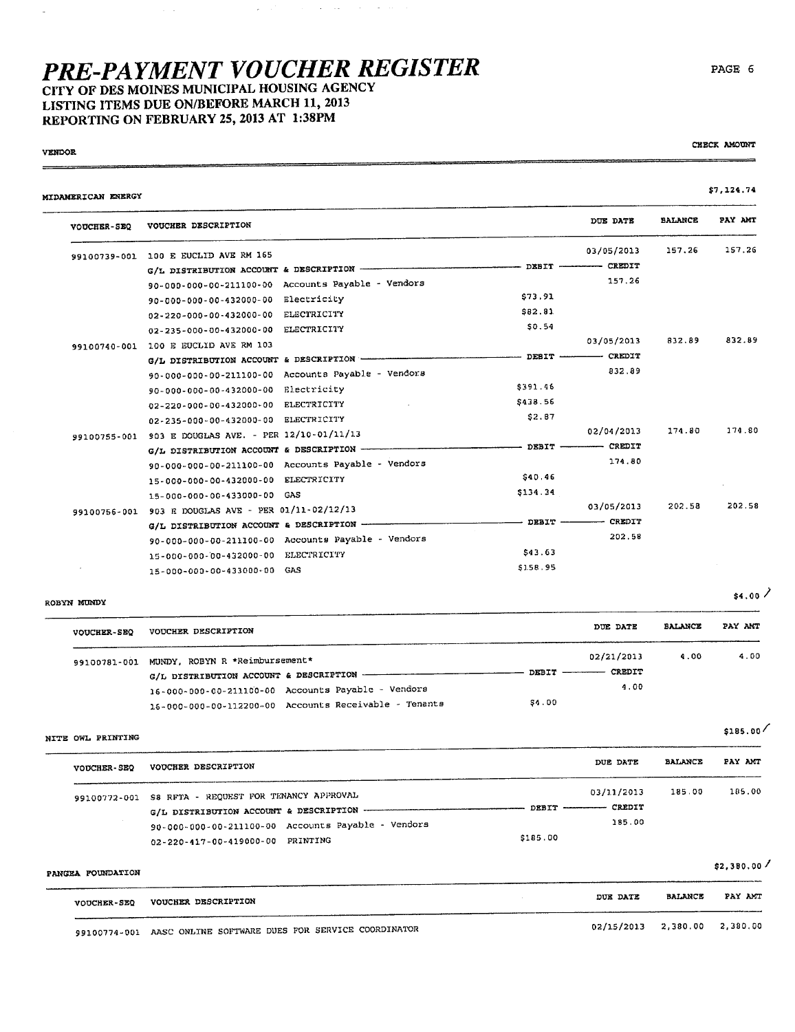# PRE-PAYMENT VOUCHER REGISTER

**CITY OF DES MOINES MUNICIPAL HOUSING AGENCY**
**LISTING ITEMS DUE ON/BEFORE MARCH 11, 2013**
**REPORTING ON FEBRUARY 25, 2013 AT 1:38PM**

| VENDOR | | | | | | CHECK AMOUNT |
|---|---|---|---|---|---|---|

**MIDAMERICAN ENERGY** — $7,124.74

| VOUCHER-SEQ | VOUCHER DESCRIPTION | DEBIT | DUE DATE / CREDIT | BALANCE | PAY AMT |
|---|---|---|---|---|---|
| 99100739-001 | 100 E EUCLID AVE RM 165 | | 03/05/2013 | 157.26 | 157.26 |
| | G/L DISTRIBUTION ACCOUNT & DESCRIPTION | DEBIT | CREDIT | | |
| | 90-000-000-00-211100-00 Accounts Payable - Vendors | | 157.26 | | |
| | 90-000-000-00-432000-00 Electricity | $73.91 | | | |
| | 02-220-000-00-432000-00 ELECTRICITY | $82.81 | | | |
| | 02-235-000-00-432000-00 ELECTRICITY | $0.54 | | | |
| 99100740-001 | 100 E EUCLID AVE RM 103 | | 03/05/2013 | 832.89 | 832.89 |
| | G/L DISTRIBUTION ACCOUNT & DESCRIPTION | DEBIT | CREDIT | | |
| | 90-000-000-00-211100-00 Accounts Payable - Vendors | | 832.89 | | |
| | 90-000-000-00-432000-00 Electricity | $391.46 | | | |
| | 02-220-000-00-432000-00 ELECTRICITY | $438.56 | | | |
| | 02-235-000-00-432000-00 ELECTRICITY | $2.87 | | | |
| 99100755-001 | 903 E DOUGLAS AVE. - PER 12/10-01/11/13 | | 02/04/2013 | 174.80 | 174.80 |
| | G/L DISTRIBUTION ACCOUNT & DESCRIPTION | DEBIT | CREDIT | | |
| | 90-000-000-00-211100-00 Accounts Payable - Vendors | | 174.80 | | |
| | 15-000-000-00-432000-00 ELECTRICITY | $40.46 | | | |
| | 15-000-000-00-433000-00 GAS | $134.34 | | | |
| 99100756-001 | 903 E DOUGLAS AVE - PER 01/11-02/12/13 | | 03/05/2013 | 202.58 | 202.58 |
| | G/L DISTRIBUTION ACCOUNT & DESCRIPTION | DEBIT | CREDIT | | |
| | 90-000-000-00-211100-00 Accounts Payable - Vendors | | 202.58 | | |
| | 15-000-000-00-432000-00 ELECTRICITY | $43.63 | | | |
| | 15-000-000-00-433000-00 GAS | $158.95 | | | |

**ROBYN MUNDY** — $4.00

| VOUCHER-SEQ | VOUCHER DESCRIPTION | DEBIT | DUE DATE / CREDIT | BALANCE | PAY AMT |
|---|---|---|---|---|---|
| 99100781-001 | MUNDY, ROBYN R *Reimbursement* | | 02/21/2013 | 4.00 | 4.00 |
| | G/L DISTRIBUTION ACCOUNT & DESCRIPTION | DEBIT | CREDIT | | |
| | 16-000-000-00-211100-00 Accounts Payable - Vendors | | 4.00 | | |
| | 16-000-000-00-112200-00 Accounts Receivable - Tenants | $4.00 | | | |

**NITE OWL PRINTING** — $185.00

| VOUCHER-SEQ | VOUCHER DESCRIPTION | DEBIT | DUE DATE / CREDIT | BALANCE | PAY AMT |
|---|---|---|---|---|---|
| 99100772-001 | S8 RFTA - REQUEST FOR TENANCY APPROVAL | | 03/11/2013 | 185.00 | 185.00 |
| | G/L DISTRIBUTION ACCOUNT & DESCRIPTION | DEBIT | CREDIT | | |
| | 90-000-000-00-211100-00 Accounts Payable - Vendors | | 185.00 | | |
| | 02-220-417-00-419000-00 PRINTING | $185.00 | | | |

**PANGEA FOUNDATION** — $2,380.00

| VOUCHER-SEQ | VOUCHER DESCRIPTION | DUE DATE | BALANCE | PAY AMT |
|---|---|---|---|---|
| 99100774-001 | AASC ONLINE SOFTWARE DUES FOR SERVICE COORDINATOR | 02/15/2013 | 2,380.00 | 2,380.00 |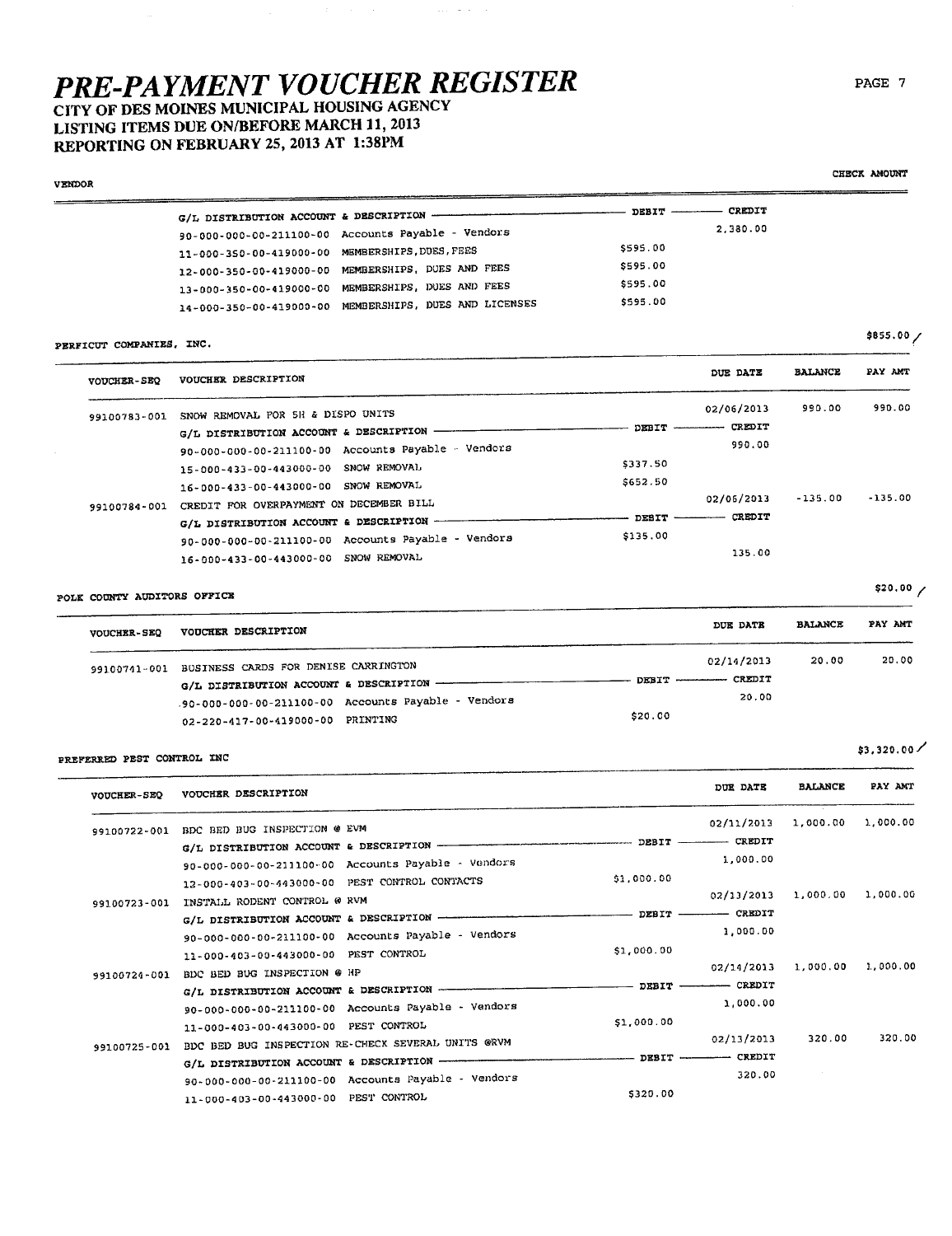# PRE-PAYMENT VOUCHER REGISTER

## CITY OF DES MOINES MUNICIPAL HOUSING AGENCY
## LISTING ITEMS DUE ON/BEFORE MARCH 11, 2013
## REPORTING ON FEBRUARY 25, 2013 AT 1:38PM

VENDOR | CHECK AMOUNT

| G/L DISTRIBUTION ACCOUNT & DESCRIPTION | | DEBIT | CREDIT |
|---|---|---|---|
| 90-000-000-00-211100-00 | Accounts Payable - Vendors | | 2,380.00 |
| 11-000-350-00-419000-00 | MEMBERSHIPS,DUES,FEES | $595.00 | |
| 12-000-350-00-419000-00 | MEMBERSHIPS, DUES AND FEES | $595.00 | |
| 13-000-350-00-419000-00 | MEMBERSHIPS, DUES AND FEES | $595.00 | |
| 14-000-350-00-419000-00 | MEMBERSHIPS, DUES AND LICENSES | $595.00 | |

**PERFICUT COMPANIES, INC.** — $855.00

| VOUCHER-SEQ | VOUCHER DESCRIPTION | DEBIT | CREDIT | DUE DATE | BALANCE | PAY AMT |
|---|---|---|---|---|---|---|
| 99100783-001 | SNOW REMOVAL FOR 5H & DISPO UNITS | | | 02/06/2013 | 990.00 | 990.00 |
| | G/L DISTRIBUTION ACCOUNT & DESCRIPTION | DEBIT | CREDIT | | | |
| | 90-000-000-00-211100-00 Accounts Payable - Vendors | | 990.00 | | | |
| | 15-000-433-00-443000-00 SNOW REMOVAL | $337.50 | | | | |
| | 16-000-433-00-443000-00 SNOW REMOVAL | $652.50 | | | | |
| 99100784-001 | CREDIT FOR OVERPAYMENT ON DECEMBER BILL | | | 02/06/2013 | -135.00 | -135.00 |
| | G/L DISTRIBUTION ACCOUNT & DESCRIPTION | DEBIT | CREDIT | | | |
| | 90-000-000-00-211100-00 Accounts Payable - Vendors | $135.00 | | | | |
| | 16-000-433-00-443000-00 SNOW REMOVAL | | 135.00 | | | |

**POLK COUNTY AUDITORS OFFICE** — $20.00

| VOUCHER-SEQ | VOUCHER DESCRIPTION | DEBIT | CREDIT | DUE DATE | BALANCE | PAY AMT |
|---|---|---|---|---|---|---|
| 99100741-001 | BUSINESS CARDS FOR DENISE CARRINGTON | | | 02/14/2013 | 20.00 | 20.00 |
| | G/L DISTRIBUTION ACCOUNT & DESCRIPTION | DEBIT | CREDIT | | | |
| | 90-000-000-00-211100-00 Accounts Payable - Vendors | | 20.00 | | | |
| | 02-220-417-00-419000-00 PRINTING | $20.00 | | | | |

**PREFERRED PEST CONTROL INC** — $3,320.00

| VOUCHER-SEQ | VOUCHER DESCRIPTION | DEBIT | CREDIT | DUE DATE | BALANCE | PAY AMT |
|---|---|---|---|---|---|---|
| 99100722-001 | BDC BED BUG INSPECTION @ EVM | | | 02/11/2013 | 1,000.00 | 1,000.00 |
| | G/L DISTRIBUTION ACCOUNT & DESCRIPTION | DEBIT | CREDIT | | | |
| | 90-000-000-00-211100-00 Accounts Payable - Vendors | | 1,000.00 | | | |
| | 12-000-403-00-443000-00 PEST CONTROL CONTACTS | $1,000.00 | | | | |
| 99100723-001 | INSTALL RODENT CONTROL @ RVM | | | 02/13/2013 | 1,000.00 | 1,000.00 |
| | G/L DISTRIBUTION ACCOUNT & DESCRIPTION | DEBIT | CREDIT | | | |
| | 90-000-000-00-211100-00 Accounts Payable - Vendors | | 1,000.00 | | | |
| | 11-000-403-00-443000-00 PEST CONTROL | $1,000.00 | | | | |
| 99100724-001 | BDC BED BUG INSPECTION @ HP | | | 02/14/2013 | 1,000.00 | 1,000.00 |
| | G/L DISTRIBUTION ACCOUNT & DESCRIPTION | DEBIT | CREDIT | | | |
| | 90-000-000-00-211100-00 Accounts Payable - Vendors | | 1,000.00 | | | |
| | 11-000-403-00-443000-00 PEST CONTROL | $1,000.00 | | | | |
| 99100725-001 | BDC BED BUG INSPECTION RE-CHECK SEVERAL UNITS @RVM | | | 02/13/2013 | 320.00 | 320.00 |
| | G/L DISTRIBUTION ACCOUNT & DESCRIPTION | DEBIT | CREDIT | | | |
| | 90-000-000-00-211100-00 Accounts Payable - Vendors | | 320.00 | | | |
| | 11-000-403-00-443000-00 PEST CONTROL | $320.00 | | | | |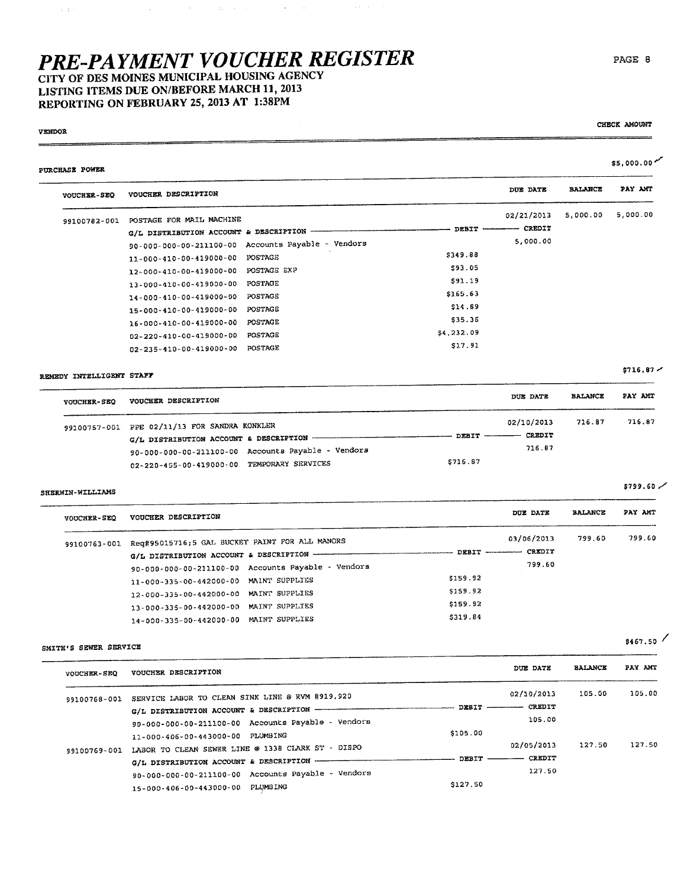# PRE-PAYMENT VOUCHER REGISTER

## CITY OF DES MOINES MUNICIPAL HOUSING AGENCY
## LISTING ITEMS DUE ON/BEFORE MARCH 11, 2013
## REPORTING ON FEBRUARY 25, 2013 AT 1:38PM

VENDOR | CHECK AMOUNT

---

**PURCHASE POWER** — $5,000.00

| VOUCHER-SEQ | VOUCHER DESCRIPTION | | DEBIT | CREDIT / DUE DATE | BALANCE | PAY AMT |
|---|---|---|---|---|---|---|
| 99100782-001 | POSTAGE FOR MAIL MACHINE | | | 02/21/2013 | 5,000.00 | 5,000.00 |
| | G/L DISTRIBUTION ACCOUNT & DESCRIPTION | | DEBIT | CREDIT | | |
| | 90-000-000-00-211100-00 | Accounts Payable - Vendors | | 5,000.00 | | |
| | 11-000-410-00-419000-00 | POSTAGE | $349.88 | | | |
| | 12-000-410-00-419000-00 | POSTAGE EXP | $93.05 | | | |
| | 13-000-410-00-419000-00 | POSTAGE | $91.19 | | | |
| | 14-000-410-00-419000-00 | POSTAGE | $165.63 | | | |
| | 15-000-410-00-419000-00 | POSTAGE | $14.89 | | | |
| | 16-000-410-00-419000-00 | POSTAGE | $35.36 | | | |
| | 02-220-410-00-419000-00 | POSTAGE | $4,232.09 | | | |
| | 02-235-410-00-419000-00 | POSTAGE | $17.91 | | | |

**REMEDY INTELLIGENT STAFF** — $716.87

| VOUCHER-SEQ | VOUCHER DESCRIPTION | | DEBIT | CREDIT / DUE DATE | BALANCE | PAY AMT |
|---|---|---|---|---|---|---|
| 99100757-001 | PPE 02/11/13 FOR SANDRA KONKLER | | | 02/10/2013 | 716.87 | 716.87 |
| | G/L DISTRIBUTION ACCOUNT & DESCRIPTION | | DEBIT | CREDIT | | |
| | 90-000-000-00-211100-00 | Accounts Payable - Vendors | | 716.87 | | |
| | 02-220-455-00-419000-00 | TEMPORARY SERVICES | $716.87 | | | |

**SHERWIN-WILLIAMS** — $799.60

| VOUCHER-SEQ | VOUCHER DESCRIPTION | | DEBIT | CREDIT / DUE DATE | BALANCE | PAY AMT |
|---|---|---|---|---|---|---|
| 99100763-001 | Req#95015716;5 GAL BUCKET PAINT FOR ALL MANORS | | | 03/06/2013 | 799.60 | 799.60 |
| | G/L DISTRIBUTION ACCOUNT & DESCRIPTION | | DEBIT | CREDIT | | |
| | 90-000-000-00-211100-00 | Accounts Payable - Vendors | | 799.60 | | |
| | 11-000-335-00-442000-00 | MAINT SUPPLIES | $159.92 | | | |
| | 12-000-335-00-442000-00 | MAINT SUPPLIES | $159.92 | | | |
| | 13-000-335-00-442000-00 | MAINT SUPPLIES | $159.92 | | | |
| | 14-000-335-00-442000-00 | MAINT SUPPLIES | $319.84 | | | |

**SMITH'S SEWER SERVICE** — $467.50

| VOUCHER-SEQ | VOUCHER DESCRIPTION | | DEBIT | CREDIT / DUE DATE | BALANCE | PAY AMT |
|---|---|---|---|---|---|---|
| 99100768-001 | SERVICE LABOR TO CLEAN SINK LINE @ RVM #919,920 | | | 02/10/2013 | 105.00 | 105.00 |
| | G/L DISTRIBUTION ACCOUNT & DESCRIPTION | | DEBIT | CREDIT | | |
| | 90-000-000-00-211100-00 | Accounts Payable - Vendors | | 105.00 | | |
| | 11-000-406-00-443000-00 | PLUMBING | $105.00 | | | |
| 99100769-001 | LABOR TO CLEAN SEWER LINE @ 1338 CLARK ST - DISPO | | | 02/05/2013 | 127.50 | 127.50 |
| | G/L DISTRIBUTION ACCOUNT & DESCRIPTION | | DEBIT | CREDIT | | |
| | 90-000-000-00-211100-00 | Accounts Payable - Vendors | | 127.50 | | |
| | 15-000-406-00-443000-00 | PLUMBING | $127.50 | | | |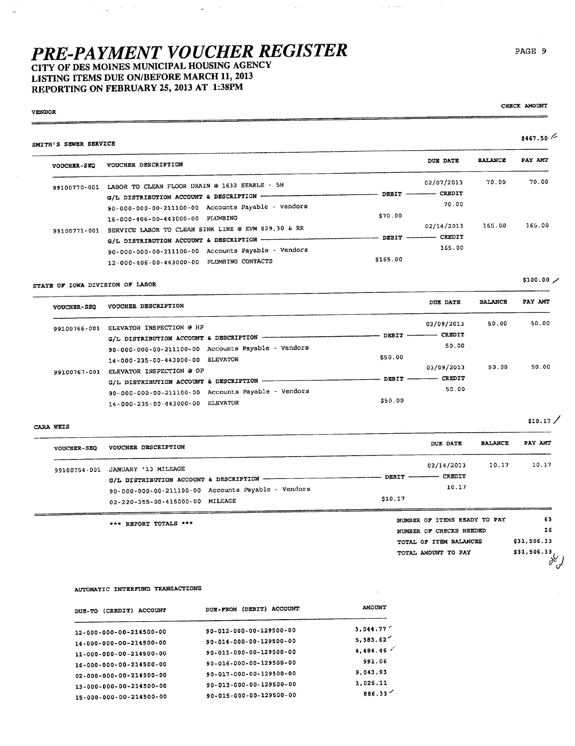# PRE-PAYMENT VOUCHER REGISTER

## CITY OF DES MOINES MUNICIPAL HOUSING AGENCY
## LISTING ITEMS DUE ON/BEFORE MARCH 11, 2013
## REPORTING ON FEBRUARY 25, 2013 AT 1:38PM

| VENDOR | | | | | CHECK AMOUNT |
|---|---|---|---|---|---|

### SMITH'S SEWER SERVICE — $467.50

| VOUCHER-SEQ | VOUCHER DESCRIPTION | DEBIT | DUE DATE / CREDIT | BALANCE | PAY AMT |
|---|---|---|---|---|---|
| 99100770-001 | LABOR TO CLEAN FLOOR DRAIN @ 1632 SEARLE - 5H | | 02/07/2013 | 70.00 | 70.00 |
| | G/L DISTRIBUTION ACCOUNT & DESCRIPTION | DEBIT | CREDIT | | |
| | 90-000-000-00-211100-00 Accounts Payable - Vendors | | 70.00 | | |
| | 16-000-406-00-443000-00 PLUMBING | $70.00 | | | |
| 99100771-001 | SERVICE LABOR TO CLEAN SINK LINE @ EVM #29,30 & RR | | 02/14/2013 | 165.00 | 165.00 |
| | G/L DISTRIBUTION ACCOUNT & DESCRIPTION | DEBIT | CREDIT | | |
| | 90-000-000-00-211100-00 Accounts Payable - Vendors | | 165.00 | | |
| | 12-000-406-00-443000-00 PLUMBING CONTACTS | $165.00 | | | |

### STATE OF IOWA DIVISION OF LABOR — $100.00

| VOUCHER-SEQ | VOUCHER DESCRIPTION | DEBIT | DUE DATE / CREDIT | BALANCE | PAY AMT |
|---|---|---|---|---|---|
| 99100766-001 | ELEVATOR INSPECTION @ HP | | 03/09/2013 | 50.00 | 50.00 |
| | G/L DISTRIBUTION ACCOUNT & DESCRIPTION | DEBIT | CREDIT | | |
| | 90-000-000-00-211100-00 Accounts Payable - Vendors | | 50.00 | | |
| | 14-000-235-00-443000-00 ELEVATOR | $50.00 | | | |
| 99100767-001 | ELEVATOR INSPECTION @ OP | | 03/09/2013 | 50.00 | 50.00 |
| | G/L DISTRIBUTION ACCOUNT & DESCRIPTION | DEBIT | CREDIT | | |
| | 90-000-000-00-211100-00 Accounts Payable - Vendors | | 50.00 | | |
| | 14-000-235-00-443000-00 ELEVATOR | $50.00 | | | |

### CARA WEIS — $10.17

| VOUCHER-SEQ | VOUCHER DESCRIPTION | DEBIT | DUE DATE / CREDIT | BALANCE | PAY AMT |
|---|---|---|---|---|---|
| 99100754-001 | JANUARY '13 MILEAGE | | 02/14/2013 | 10.17 | 10.17 |
| | G/L DISTRIBUTION ACCOUNT & DESCRIPTION | DEBIT | CREDIT | | |
| | 90-000-000-00-211100-00 Accounts Payable - Vendors | | 10.17 | | |
| | 02-220-355-00-415000-00 MILEAGE | $10.17 | | | |

### *** REPORT TOTALS ***

| | |
|---|---|
| NUMBER OF ITEMS READY TO PAY | 63 |
| NUMBER OF CHECKS NEEDED | 26 |
| TOTAL OF ITEM BALANCES | $31,506.33 |
| TOTAL AMOUNT TO PAY | $31,506.33 |

### AUTOMATIC INTERFUND TRANSACTIONS

| DUE-TO (CREDIT) ACCOUNT | DUE-FROM (DEBIT) ACCOUNT | AMOUNT |
|---|---|---|
| 12-000-000-00-214500-00 | 90-012-000-00-129500-00 | 3,544.77 |
| 14-000-000-00-214500-00 | 90-014-000-00-129500-00 | 5,383.62 |
| 11-000-000-00-214500-00 | 90-011-000-00-129500-00 | 4,484.46 |
| 16-000-000-00-214500-00 | 90-016-000-00-129500-00 | 991.06 |
| 02-000-000-00-214500-00 | 90-017-000-00-129500-00 | 9,043.93 |
| 13-000-000-00-214500-00 | 90-013-000-00-129500-00 | 1,026.11 |
| 15-000-000-00-214500-00 | 90-015-000-00-129500-00 | 886.33 |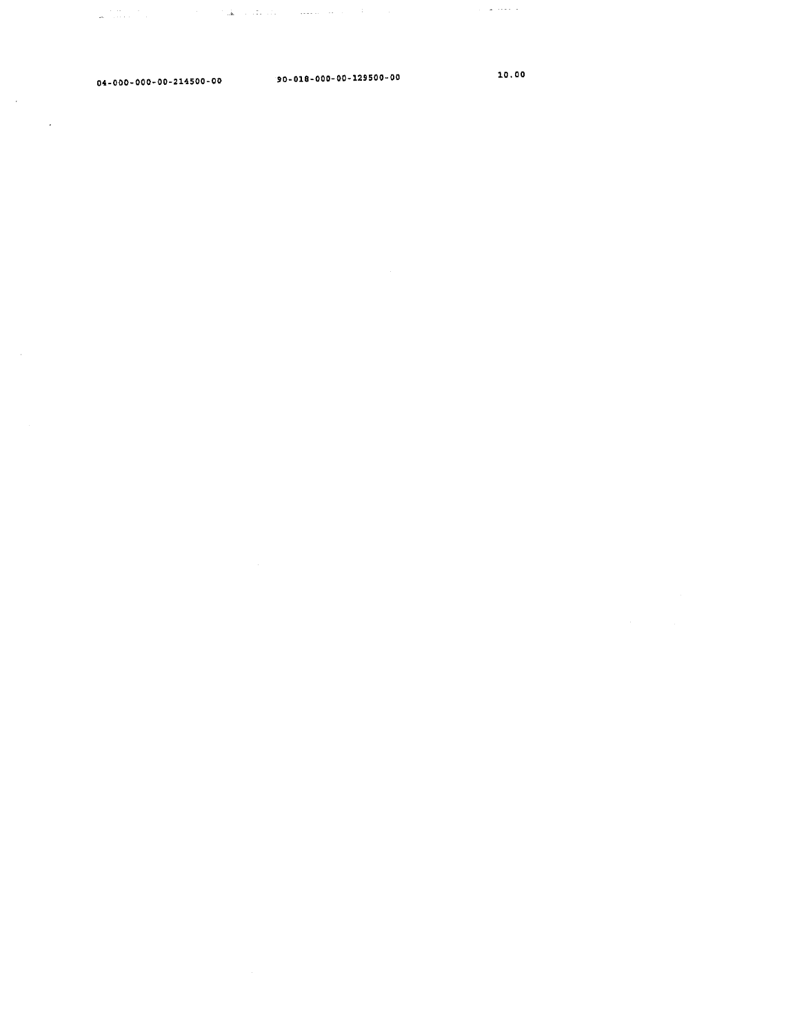| 04-000-000-00-214500-00 | 90-018-000-00-129500-00 | 10.00 |
|---|---|---|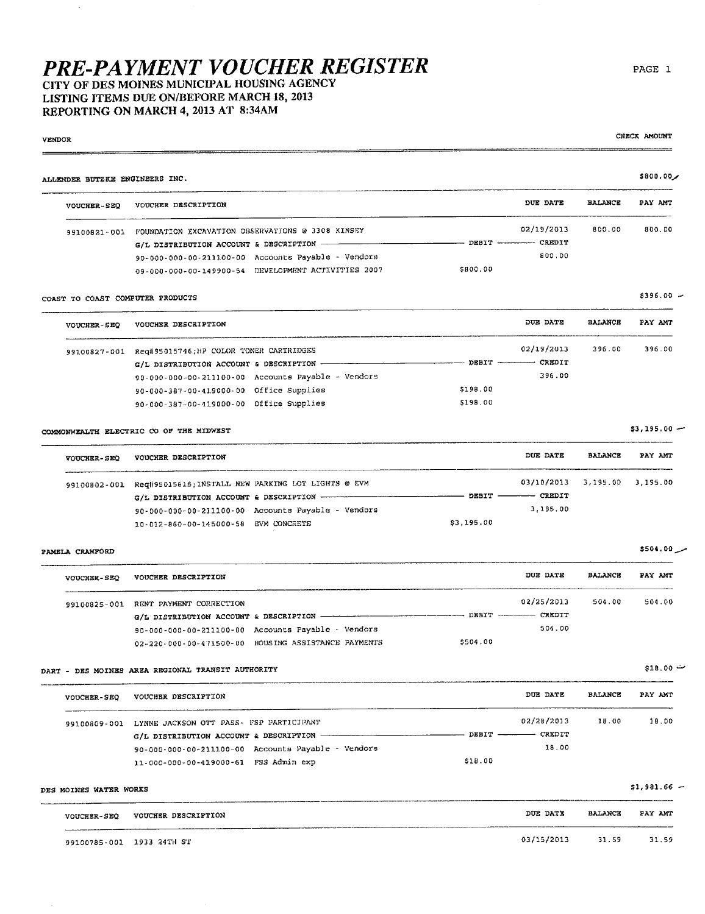# PRE-PAYMENT VOUCHER REGISTER

**CITY OF DES MOINES MUNICIPAL HOUSING AGENCY**
**LISTING ITEMS DUE ON/BEFORE MARCH 18, 2013**
**REPORTING ON MARCH 4, 2013 AT 8:34AM**

| VENDOR | CHECK AMOUNT |
|---|---|

### ALLENDER BUTZKE ENGINEERS INC. — $800.00

| VOUCHER-SEQ | VOUCHER DESCRIPTION | DEBIT | CREDIT / DUE DATE | BALANCE | PAY AMT |
|---|---|---|---|---|---|
| 99100821-001 | FOUNDATION EXCAVATION OBSERVATIONS @ 3308 KINSEY | | 02/19/2013 | 800.00 | 800.00 |
| | G/L DISTRIBUTION ACCOUNT & DESCRIPTION | DEBIT | CREDIT | | |
| | 90-000-000-00-211100-00 Accounts Payable - Vendors | | 800.00 | | |
| | 09-000-000-00-149900-54 DEVELOPMENT ACTIVITIES 2007 | $800.00 | | | |

### COAST TO COAST COMPUTER PRODUCTS — $396.00

| VOUCHER-SEQ | VOUCHER DESCRIPTION | DEBIT | CREDIT / DUE DATE | BALANCE | PAY AMT |
|---|---|---|---|---|---|
| 99100827-001 | Req#95015746;HP COLOR TONER CARTRIDGES | | 02/19/2013 | 396.00 | 396.00 |
| | G/L DISTRIBUTION ACCOUNT & DESCRIPTION | DEBIT | CREDIT | | |
| | 90-000-000-00-211100-00 Accounts Payable - Vendors | | 396.00 | | |
| | 90-000-387-00-419000-00 Office Supplies | $198.00 | | | |
| | 90-000-387-00-419000-00 Office Supplies | $198.00 | | | |

### COMMONWEALTH ELECTRIC CO OF THE MIDWEST — $3,195.00

| VOUCHER-SEQ | VOUCHER DESCRIPTION | DEBIT | CREDIT / DUE DATE | BALANCE | PAY AMT |
|---|---|---|---|---|---|
| 99100802-001 | Req#95015615;INSTALL NEW PARKING LOT LIGHTS @ EVM | | 03/10/2013 | 3,195.00 | 3,195.00 |
| | G/L DISTRIBUTION ACCOUNT & DESCRIPTION | DEBIT | CREDIT | | |
| | 90-000-000-00-211100-00 Accounts Payable - Vendors | | 3,195.00 | | |
| | 10-012-860-00-145000-58 EVM CONCRETE | $3,195.00 | | | |

### PAMELA CRAWFORD — $504.00

| VOUCHER-SEQ | VOUCHER DESCRIPTION | DEBIT | CREDIT / DUE DATE | BALANCE | PAY AMT |
|---|---|---|---|---|---|
| 99100825-001 | RENT PAYMENT CORRECTION | | 02/25/2013 | 504.00 | 504.00 |
| | G/L DISTRIBUTION ACCOUNT & DESCRIPTION | DEBIT | CREDIT | | |
| | 90-000-000-00-211100-00 Accounts Payable - Vendors | | 504.00 | | |
| | 02-220-000-00-471500-00 HOUSING ASSISTANCE PAYMENTS | $504.00 | | | |

### DART - DES MOINES AREA REGIONAL TRANSIT AUTHORITY — $18.00

| VOUCHER-SEQ | VOUCHER DESCRIPTION | DEBIT | CREDIT / DUE DATE | BALANCE | PAY AMT |
|---|---|---|---|---|---|
| 99100809-001 | LYNNE JACKSON OTT PASS- FSP PARTICIPANT | | 02/28/2013 | 18.00 | 18.00 |
| | G/L DISTRIBUTION ACCOUNT & DESCRIPTION | DEBIT | CREDIT | | |
| | 90-000-000-00-211100-00 Accounts Payable - Vendors | | 18.00 | | |
| | 11-000-000-00-419000-61 FSS Admin exp | $18.00 | | | |

### DES MOINES WATER WORKS — $1,981.66

| VOUCHER-SEQ | VOUCHER DESCRIPTION | DUE DATE | BALANCE | PAY AMT |
|---|---|---|---|---|
| 99100785-001 | 1933 24TH ST | 03/15/2013 | 31.59 | 31.59 |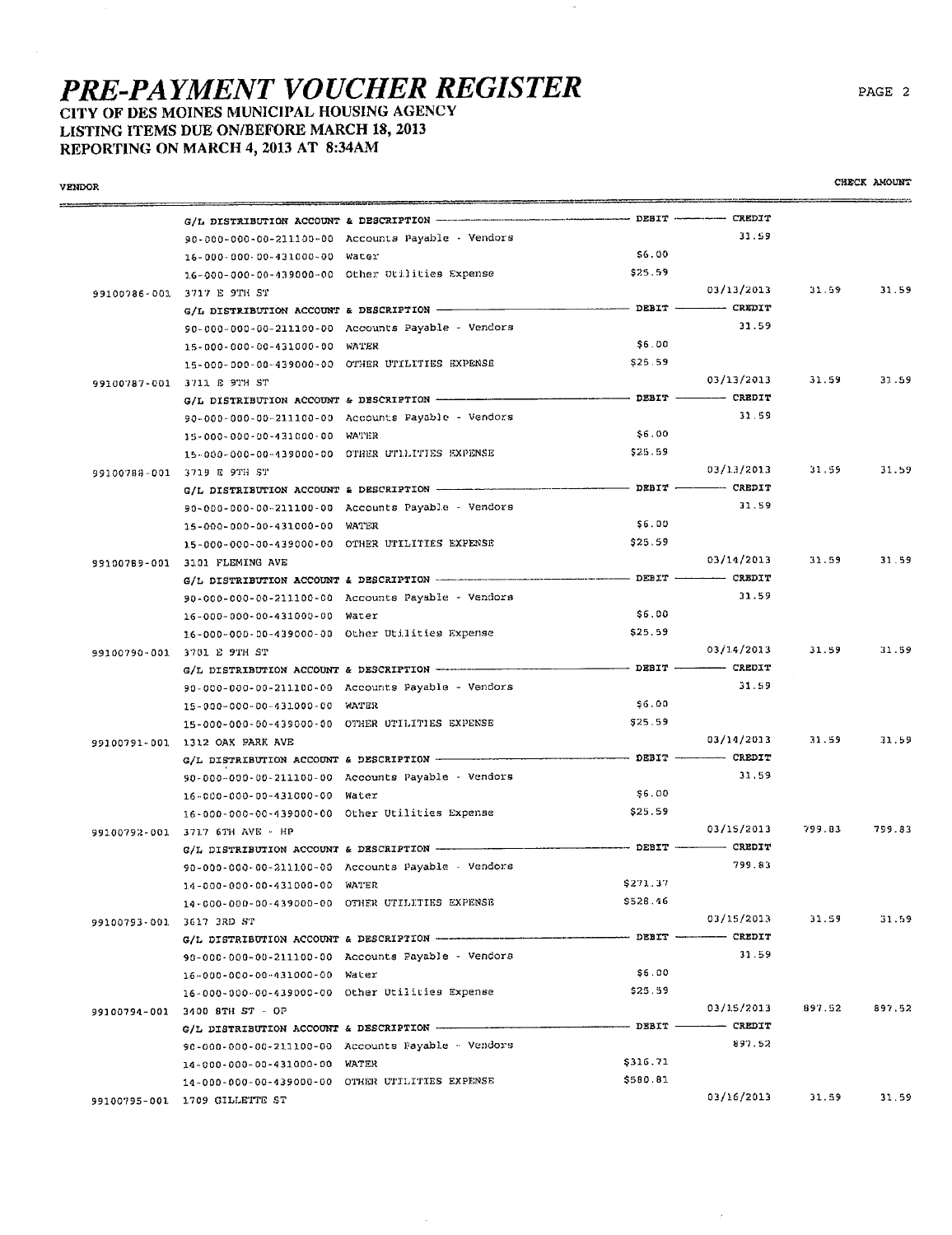# PRE-PAYMENT VOUCHER REGISTER

**CITY OF DES MOINES MUNICIPAL HOUSING AGENCY**
**LISTING ITEMS DUE ON/BEFORE MARCH 18, 2013**
**REPORTING ON MARCH 4, 2013 AT 8:34AM**

| VENDOR | | | | | CHECK AMOUNT |
|---|---|---|---|---|---|
| | G/L DISTRIBUTION ACCOUNT & DESCRIPTION | DEBIT | CREDIT | | |
| | 90-000-000-00-211100-00 Accounts Payable - Vendors | | 31.59 | | |
| | 16-000-000-00-431000-00 Water | $6.00 | | | |
| | 16-000-000-00-439000-00 Other Utilities Expense | $25.59 | | | |
| 99100786-001 | 3717 E 9TH ST | | 03/13/2013 | 31.59 | 31.59 |
| | G/L DISTRIBUTION ACCOUNT & DESCRIPTION | DEBIT | CREDIT | | |
| | 90-000-000-00-211100-00 Accounts Payable - Vendors | | 31.59 | | |
| | 15-000-000-00-431000-00 WATER | $6.00 | | | |
| | 15-000-000-00-439000-00 OTHER UTILITIES EXPENSE | $25.59 | | | |
| 99100787-001 | 3711 E 9TH ST | | 03/13/2013 | 31.59 | 31.59 |
| | G/L DISTRIBUTION ACCOUNT & DESCRIPTION | DEBIT | CREDIT | | |
| | 90-000-000-00-211100-00 Accounts Payable - Vendors | | 31.59 | | |
| | 15-000-000-00-431000-00 WATER | $6.00 | | | |
| | 15-000-000-00-439000-00 OTHER UTILITIES EXPENSE | $25.59 | | | |
| 99100788-001 | 3719 E 9TH ST | | 03/13/2013 | 31.59 | 31.59 |
| | G/L DISTRIBUTION ACCOUNT & DESCRIPTION | DEBIT | CREDIT | | |
| | 90-000-000-00-211100-00 Accounts Payable - Vendors | | 31.59 | | |
| | 15-000-000-00-431000-00 WATER | $6.00 | | | |
| | 15-000-000-00-439000-00 OTHER UTILITIES EXPENSE | $25.59 | | | |
| 99100789-001 | 3101 FLEMING AVE | | 03/14/2013 | 31.59 | 31.59 |
| | G/L DISTRIBUTION ACCOUNT & DESCRIPTION | DEBIT | CREDIT | | |
| | 90-000-000-00-211100-00 Accounts Payable - Vendors | | 31.59 | | |
| | 16-000-000-00-431000-00 Water | $6.00 | | | |
| | 16-000-000-00-439000-00 Other Utilities Expense | $25.59 | | | |
| 99100790-001 | 3701 E 9TH ST | | 03/14/2013 | 31.59 | 31.59 |
| | G/L DISTRIBUTION ACCOUNT & DESCRIPTION | DEBIT | CREDIT | | |
| | 90-000-000-00-211100-00 Accounts Payable - Vendors | | 31.59 | | |
| | 15-000-000-00-431000-00 WATER | $6.00 | | | |
| | 15-000-000-00-439000-00 OTHER UTILITIES EXPENSE | $25.59 | | | |
| 99100791-001 | 1312 OAK PARK AVE | | 03/14/2013 | 31.59 | 31.59 |
| | G/L DISTRIBUTION ACCOUNT & DESCRIPTION | DEBIT | CREDIT | | |
| | 90-000-000-00-211100-00 Accounts Payable - Vendors | | 31.59 | | |
| | 16-000-000-00-431000-00 Water | $6.00 | | | |
| | 16-000-000-00-439000-00 Other Utilities Expense | $25.59 | | | |
| 99100792-001 | 3717 6TH AVE - HP | | 03/15/2013 | 799.83 | 799.83 |
| | G/L DISTRIBUTION ACCOUNT & DESCRIPTION | DEBIT | CREDIT | | |
| | 90-000-000-00-211100-00 Accounts Payable - Vendors | | 799.83 | | |
| | 14-000-000-00-431000-00 WATER | $271.37 | | | |
| | 14-000-000-00-439000-00 OTHER UTILITIES EXPENSE | $528.46 | | | |
| 99100793-001 | 3617 3RD ST | | 03/15/2013 | 31.59 | 31.59 |
| | G/L DISTRIBUTION ACCOUNT & DESCRIPTION | DEBIT | CREDIT | | |
| | 90-000-000-00-211100-00 Accounts Payable - Vendors | | 31.59 | | |
| | 16-000-000-00-431000-00 Water | $6.00 | | | |
| | 16-000-000-00-439000-00 Other Utilities Expense | $25.59 | | | |
| 99100794-001 | 3400 8TH ST - OP | | 03/15/2013 | 897.52 | 897.52 |
| | G/L DISTRIBUTION ACCOUNT & DESCRIPTION | DEBIT | CREDIT | | |
| | 90-000-000-00-211100-00 Accounts Payable - Vendors | | 897.52 | | |
| | 14-000-000-00-431000-00 WATER | $316.71 | | | |
| | 14-000-000-00-439000-00 OTHER UTILITIES EXPENSE | $580.81 | | | |
| 99100795-001 | 1709 GILLETTE ST | | 03/16/2013 | 31.59 | 31.59 |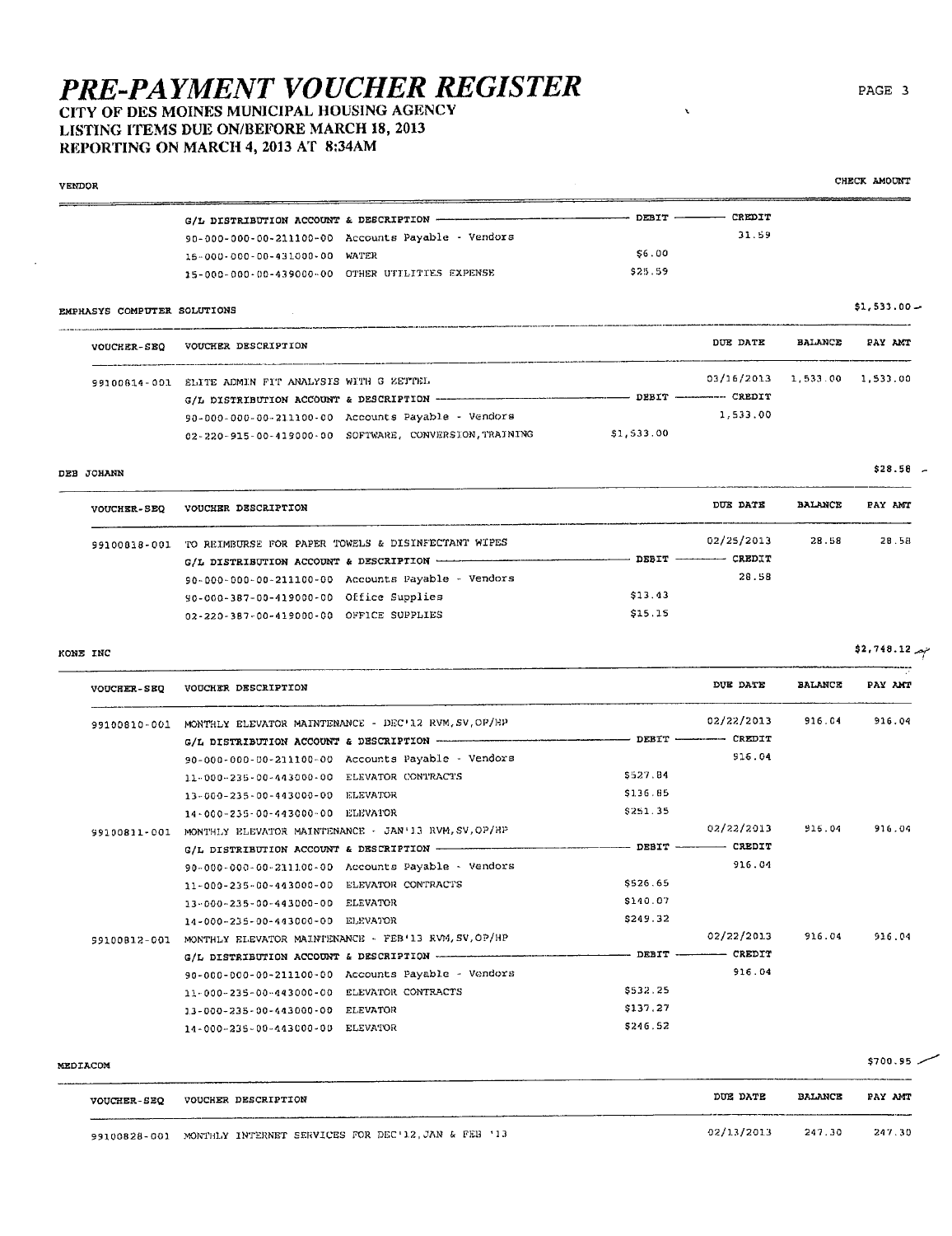# PRE-PAYMENT VOUCHER REGISTER

**CITY OF DES MOINES MUNICIPAL HOUSING AGENCY**
**LISTING ITEMS DUE ON/BEFORE MARCH 18, 2013**
**REPORTING ON MARCH 4, 2013 AT 8:34AM**

VENDOR — CHECK AMOUNT

| G/L DISTRIBUTION ACCOUNT & DESCRIPTION | | DEBIT | CREDIT |
|---|---|---|---|
| 90-000-000-00-211100-00 | Accounts Payable - Vendors | | 31.59 |
| 15-000-000-00-431000-00 | WATER | $6.00 | |
| 15-000-000-00-439000-00 | OTHER UTILITIES EXPENSE | $25.59 | |

## EMPHASYS COMPUTER SOLUTIONS — $1,533.00

| VOUCHER-SEQ | VOUCHER DESCRIPTION | | DUE DATE | BALANCE | PAY AMT |
|---|---|---|---|---|---|
| 99100814-001 | ELITE ADMIN FIT ANALYSIS WITH G ZETTEL | | 03/16/2013 | 1,533.00 | 1,533.00 |
| | G/L DISTRIBUTION ACCOUNT & DESCRIPTION | DEBIT | CREDIT | | |
| | 90-000-000-00-211100-00 Accounts Payable - Vendors | | 1,533.00 | | |
| | 02-220-915-00-419000-00 SOFTWARE, CONVERSION,TRAINING | $1,533.00 | | | |

## DEB JOHANN — $28.58

| VOUCHER-SEQ | VOUCHER DESCRIPTION | | DUE DATE | BALANCE | PAY AMT |
|---|---|---|---|---|---|
| 99100818-001 | TO REIMBURSE FOR PAPER TOWELS & DISINFECTANT WIPES | | 02/25/2013 | 28.58 | 28.58 |
| | G/L DISTRIBUTION ACCOUNT & DESCRIPTION | DEBIT | CREDIT | | |
| | 90-000-000-00-211100-00 Accounts Payable - Vendors | | 28.58 | | |
| | 90-000-387-00-419000-00 Office Supplies | $13.43 | | | |
| | 02-220-387-00-419000-00 OFFICE SUPPLIES | $15.15 | | | |

## KONE INC — $2,748.12

| VOUCHER-SEQ | VOUCHER DESCRIPTION | | DUE DATE | BALANCE | PAY AMT |
|---|---|---|---|---|---|
| 99100810-001 | MONTHLY ELEVATOR MAINTENANCE - DEC'12 RVM,SV,OP/HP | | 02/22/2013 | 916.04 | 916.04 |
| | G/L DISTRIBUTION ACCOUNT & DESCRIPTION | DEBIT | CREDIT | | |
| | 90-000-000-00-211100-00 Accounts Payable - Vendors | | 916.04 | | |
| | 11-000-235-00-443000-00 ELEVATOR CONTRACTS | $527.84 | | | |
| | 13-000-235-00-443000-00 ELEVATOR | $136.85 | | | |
| | 14-000-235-00-443000-00 ELEVATOR | $251.35 | | | |
| 99100811-001 | MONTHLY ELEVATOR MAINTENANCE - JAN'13 RVM,SV,OP/HP | | 02/22/2013 | 916.04 | 916.04 |
| | G/L DISTRIBUTION ACCOUNT & DESCRIPTION | DEBIT | CREDIT | | |
| | 90-000-000-00-211100-00 Accounts Payable - Vendors | | 916.04 | | |
| | 11-000-235-00-443000-00 ELEVATOR CONTRACTS | $526.65 | | | |
| | 13-000-235-00-443000-00 ELEVATOR | $140.07 | | | |
| | 14-000-235-00-443000-00 ELEVATOR | $249.32 | | | |
| 99100812-001 | MONTHLY ELEVATOR MAINTENANCE - FEB'13 RVM,SV,OP/HP | | 02/22/2013 | 916.04 | 916.04 |
| | G/L DISTRIBUTION ACCOUNT & DESCRIPTION | DEBIT | CREDIT | | |
| | 90-000-000-00-211100-00 Accounts Payable - Vendors | | 916.04 | | |
| | 11-000-235-00-443000-00 ELEVATOR CONTRACTS | $532.25 | | | |
| | 13-000-235-00-443000-00 ELEVATOR | $137.27 | | | |
| | 14-000-235-00-443000-00 ELEVATOR | $246.52 | | | |

## MEDIACOM — $700.95

| VOUCHER-SEQ | VOUCHER DESCRIPTION | DUE DATE | BALANCE | PAY AMT |
|---|---|---|---|---|
| 99100828-001 | MONTHLY INTERNET SERVICES FOR DEC'12,JAN & FEB '13 | 02/13/2013 | 247.30 | 247.30 |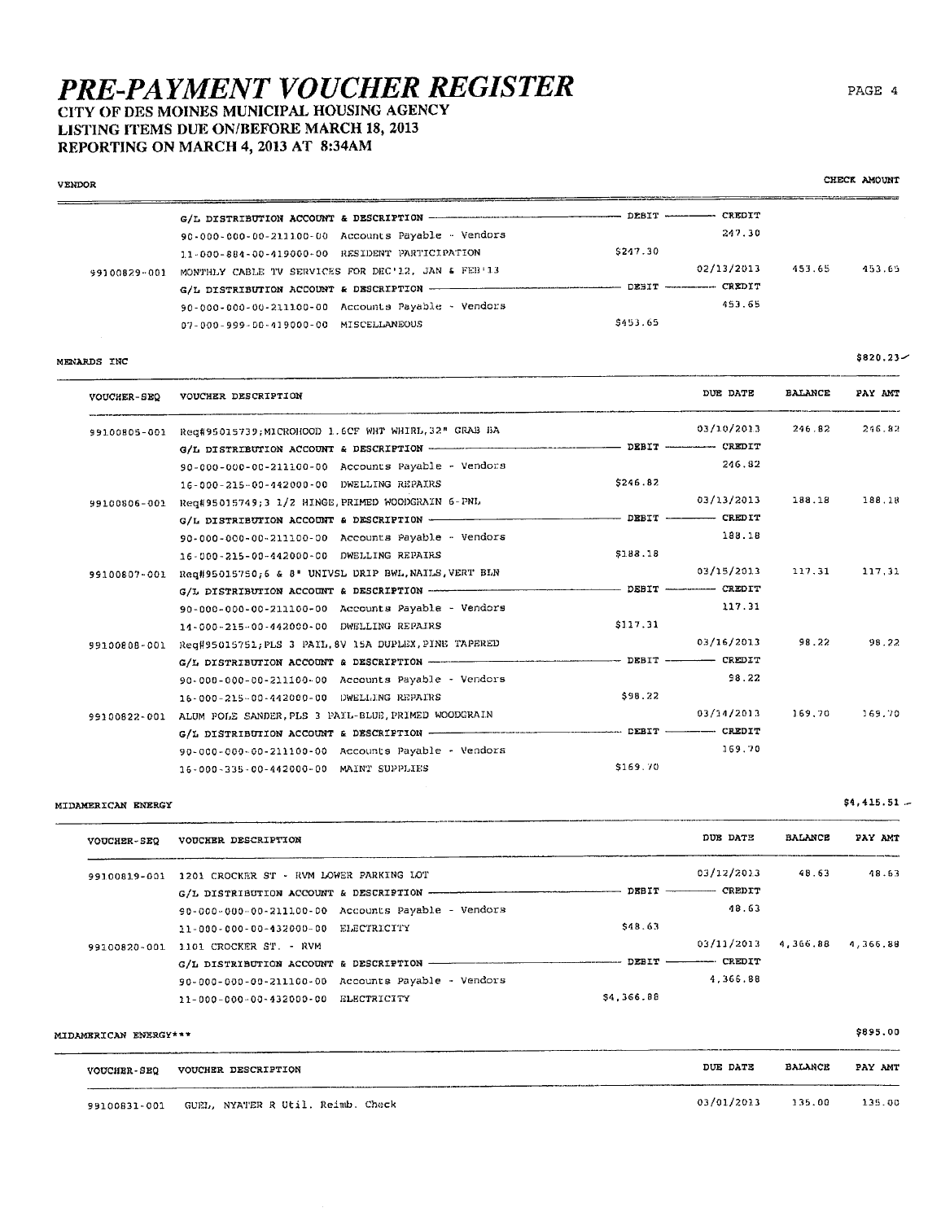# PRE-PAYMENT VOUCHER REGISTER

## CITY OF DES MOINES MUNICIPAL HOUSING AGENCY
## LISTING ITEMS DUE ON/BEFORE MARCH 18, 2013
## REPORTING ON MARCH 4, 2013 AT 8:34AM

| VENDOR | | | | | CHECK AMOUNT |
|---|---|---|---|---|---|
| | G/L DISTRIBUTION ACCOUNT & DESCRIPTION | DEBIT | CREDIT | | |
| | 90-000-000-00-211100-00 Accounts Payable - Vendors | | 247.30 | | |
| | 11-000-884-00-419000-00 RESIDENT PARTICIPATION | $247.30 | | | |
| 99100829-001 | MONTHLY CABLE TV SERVICES FOR DEC'12, JAN & FEB'13 | | 02/13/2013 | 453.65 | 453.65 |
| | G/L DISTRIBUTION ACCOUNT & DESCRIPTION | DEBIT | CREDIT | | |
| | 90-000-000-00-211100-00 Accounts Payable - Vendors | | 453.65 | | |
| | 07-000-999-00-419000-00 MISCELLANEOUS | $453.65 | | | |

**MENARDS INC** — $820.23

| VOUCHER-SEQ | VOUCHER DESCRIPTION | | DUE DATE | BALANCE | PAY AMT |
|---|---|---|---|---|---|
| 99100805-001 | Req#95015739;MICROHOOD 1.6CF WHT WHIRL,32" GRAB BA | | 03/10/2013 | 246.82 | 246.82 |
| | G/L DISTRIBUTION ACCOUNT & DESCRIPTION | DEBIT | CREDIT | | |
| | 90-000-000-00-211100-00 Accounts Payable - Vendors | | 246.82 | | |
| | 16-000-215-00-442000-00 DWELLING REPAIRS | $246.82 | | | |
| 99100806-001 | Req#95015749;3 1/2 HINGE,PRIMED WOODGRAIN 6-PNL | | 03/13/2013 | 188.18 | 188.18 |
| | G/L DISTRIBUTION ACCOUNT & DESCRIPTION | DEBIT | CREDIT | | |
| | 90-000-000-00-211100-00 Accounts Payable - Vendors | | 188.18 | | |
| | 16-000-215-00-442000-00 DWELLING REPAIRS | $188.18 | | | |
| 99100807-001 | Req#95015750;6 & 8" UNIVSL DRIP BWL,NAILS,VERT BLN | | 03/15/2013 | 117.31 | 117.31 |
| | G/L DISTRIBUTION ACCOUNT & DESCRIPTION | DEBIT | CREDIT | | |
| | 90-000-000-00-211100-00 Accounts Payable - Vendors | | 117.31 | | |
| | 14-000-215-00-442000-00 DWELLING REPAIRS | $117.31 | | | |
| 99100808-001 | Req#95015751;PLS 3 PAIL,8V 15A DUPLEX,PINE TAPERED | | 03/16/2013 | 98.22 | 98.22 |
| | G/L DISTRIBUTION ACCOUNT & DESCRIPTION | DEBIT | CREDIT | | |
| | 90-000-000-00-211100-00 Accounts Payable - Vendors | | 98.22 | | |
| | 16-000-215-00-442000-00 DWELLING REPAIRS | $98.22 | | | |
| 99100822-001 | ALUM POLE SANDER,PLS 3 PAIL-BLUE,PRIMED WOODGRAIN | | 03/14/2013 | 169.70 | 169.70 |
| | G/L DISTRIBUTION ACCOUNT & DESCRIPTION | DEBIT | CREDIT | | |
| | 90-000-000-00-211100-00 Accounts Payable - Vendors | | 169.70 | | |
| | 16-000-335-00-442000-00 MAINT SUPPLIES | $169.70 | | | |

**MIDAMERICAN ENERGY** — $4,415.51

| VOUCHER-SEQ | VOUCHER DESCRIPTION | | DUE DATE | BALANCE | PAY AMT |
|---|---|---|---|---|---|
| 99100819-001 | 1201 CROCKER ST - RVM LOWER PARKING LOT | | 03/12/2013 | 48.63 | 48.63 |
| | G/L DISTRIBUTION ACCOUNT & DESCRIPTION | DEBIT | CREDIT | | |
| | 90-000-000-00-211100-00 Accounts Payable - Vendors | | 48.63 | | |
| | 11-000-000-00-432000-00 ELECTRICITY | $48.63 | | | |
| 99100820-001 | 1101 CROCKER ST. - RVM | | 03/11/2013 | 4,366.88 | 4,366.88 |
| | G/L DISTRIBUTION ACCOUNT & DESCRIPTION | DEBIT | CREDIT | | |
| | 90-000-000-00-211100-00 Accounts Payable - Vendors | | 4,366.88 | | |
| | 11-000-000-00-432000-00 ELECTRICITY | $4,366.88 | | | |

**MIDAMERICAN ENERGY*\*\*** — $895.00

| VOUCHER-SEQ | VOUCHER DESCRIPTION | DUE DATE | BALANCE | PAY AMT |
|---|---|---|---|---|
| 99100831-001 | GUEL, NYATER R Util. Reimb. Check | 03/01/2013 | 135.00 | 135.00 |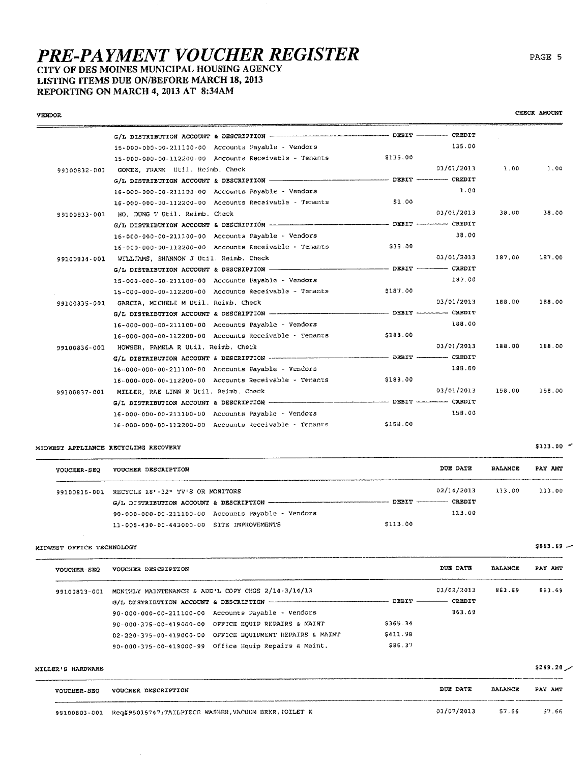# PRE-PAYMENT VOUCHER REGISTER

**CITY OF DES MOINES MUNICIPAL HOUSING AGENCY**
**LISTING ITEMS DUE ON/BEFORE MARCH 18, 2013**
**REPORTING ON MARCH 4, 2013 AT 8:34AM**

VENDOR | CHECK AMOUNT

| | | DEBIT | DUE DATE / CREDIT | BALANCE | PAY AMT |
|---|---|---|---|---|---|
| | G/L DISTRIBUTION ACCOUNT & DESCRIPTION | DEBIT | CREDIT | | |
| | 15-000-000-00-211100-00 Accounts Payable - Vendors | | 135.00 | | |
| | 15-000-000-00-112200-00 Accounts Receivable - Tenants | $135.00 | | | |
| 99100832-001 | GOMEZ, FRANK Util. Reimb. Check | | 03/01/2013 | 1.00 | 1.00 |
| | G/L DISTRIBUTION ACCOUNT & DESCRIPTION | DEBIT | CREDIT | | |
| | 16-000-000-00-211100-00 Accounts Payable - Vendors | | 1.00 | | |
| | 16-000-000-00-112200-00 Accounts Receivable - Tenants | $1.00 | | | |
| 99100833-001 | HO, DUNG T Util. Reimb. Check | | 03/01/2013 | 38.00 | 38.00 |
| | G/L DISTRIBUTION ACCOUNT & DESCRIPTION | DEBIT | CREDIT | | |
| | 16-000-000-00-211100-00 Accounts Payable - Vendors | | 38.00 | | |
| | 16-000-000-00-112200-00 Accounts Receivable - Tenants | $38.00 | | | |
| 99100834-001 | WILLIAMS, SHANNON J Util. Reimb. Check | | 03/01/2013 | 187.00 | 187.00 |
| | G/L DISTRIBUTION ACCOUNT & DESCRIPTION | DEBIT | CREDIT | | |
| | 15-000-000-00-211100-00 Accounts Payable - Vendors | | 187.00 | | |
| | 15-000-000-00-112200-00 Accounts Receivable - Tenants | $187.00 | | | |
| 99100835-001 | GARCIA, MICHELE M Util. Reimb. Check | | 03/01/2013 | 188.00 | 188.00 |
| | G/L DISTRIBUTION ACCOUNT & DESCRIPTION | DEBIT | CREDIT | | |
| | 16-000-000-00-211100-00 Accounts Payable - Vendors | | 188.00 | | |
| | 16-000-000-00-112200-00 Accounts Receivable - Tenants | $188.00 | | | |
| 99100836-001 | HOWSER, PAMELA R Util. Reimb. Check | | 03/01/2013 | 188.00 | 188.00 |
| | G/L DISTRIBUTION ACCOUNT & DESCRIPTION | DEBIT | CREDIT | | |
| | 16-000-000-00-211100-00 Accounts Payable - Vendors | | 188.00 | | |
| | 16-000-000-00-112200-00 Accounts Receivable - Tenants | $188.00 | | | |
| 99100837-001 | MILLER, RAE LINN R Util. Reimb. Check | | 03/01/2013 | 158.00 | 158.00 |
| | G/L DISTRIBUTION ACCOUNT & DESCRIPTION | DEBIT | CREDIT | | |
| | 16-000-000-00-211100-00 Accounts Payable - Vendors | | 158.00 | | |
| | 16-000-000-00-112200-00 Accounts Receivable - Tenants | $158.00 | | | |

MIDWEST APPLIANCE RECYCLING RECOVERY — $113.00

| VOUCHER-SEQ | VOUCHER DESCRIPTION | DEBIT | DUE DATE / CREDIT | BALANCE | PAY AMT |
|---|---|---|---|---|---|
| 99100815-001 | RECYCLE 18"-32" TV'S OR MONITORS | | 02/14/2013 | 113.00 | 113.00 |
| | G/L DISTRIBUTION ACCOUNT & DESCRIPTION | DEBIT | CREDIT | | |
| | 90-000-000-00-211100-00 Accounts Payable - Vendors | | 113.00 | | |
| | 11-000-430-00-443000-00 SITE IMPROVEMENTS | $113.00 | | | |

MIDWEST OFFICE TECHNOLOGY — $863.69

| VOUCHER-SEQ | VOUCHER DESCRIPTION | DEBIT | DUE DATE / CREDIT | BALANCE | PAY AMT |
|---|---|---|---|---|---|
| 99100813-001 | MONTHLY MAINTENANCE & ADD'L COPY CHGS 2/14-3/14/13 | | 03/02/2013 | 863.69 | 863.69 |
| | G/L DISTRIBUTION ACCOUNT & DESCRIPTION | DEBIT | CREDIT | | |
| | 90-000-000-00-211100-00 Accounts Payable - Vendors | | 863.69 | | |
| | 90-000-375-00-419000-00 OFFICE EQUIP REPAIRS & MAINT | $365.34 | | | |
| | 02-220-375-00-419000-00 OFFICE EQUIPMENT REPAIRS & MAINT | $411.98 | | | |
| | 90-000-375-00-419000-99 Office Equip Repairs & Maint. | $86.37 | | | |

MILLER'S HARDWARE — $249.28

| VOUCHER-SEQ | VOUCHER DESCRIPTION | DUE DATE | BALANCE | PAY AMT |
|---|---|---|---|---|
| 99100803-001 | Req#95015747;TAILPIECE WASHER,VACUUM BRKR,TOILET K | 03/07/2013 | 57.66 | 57.66 |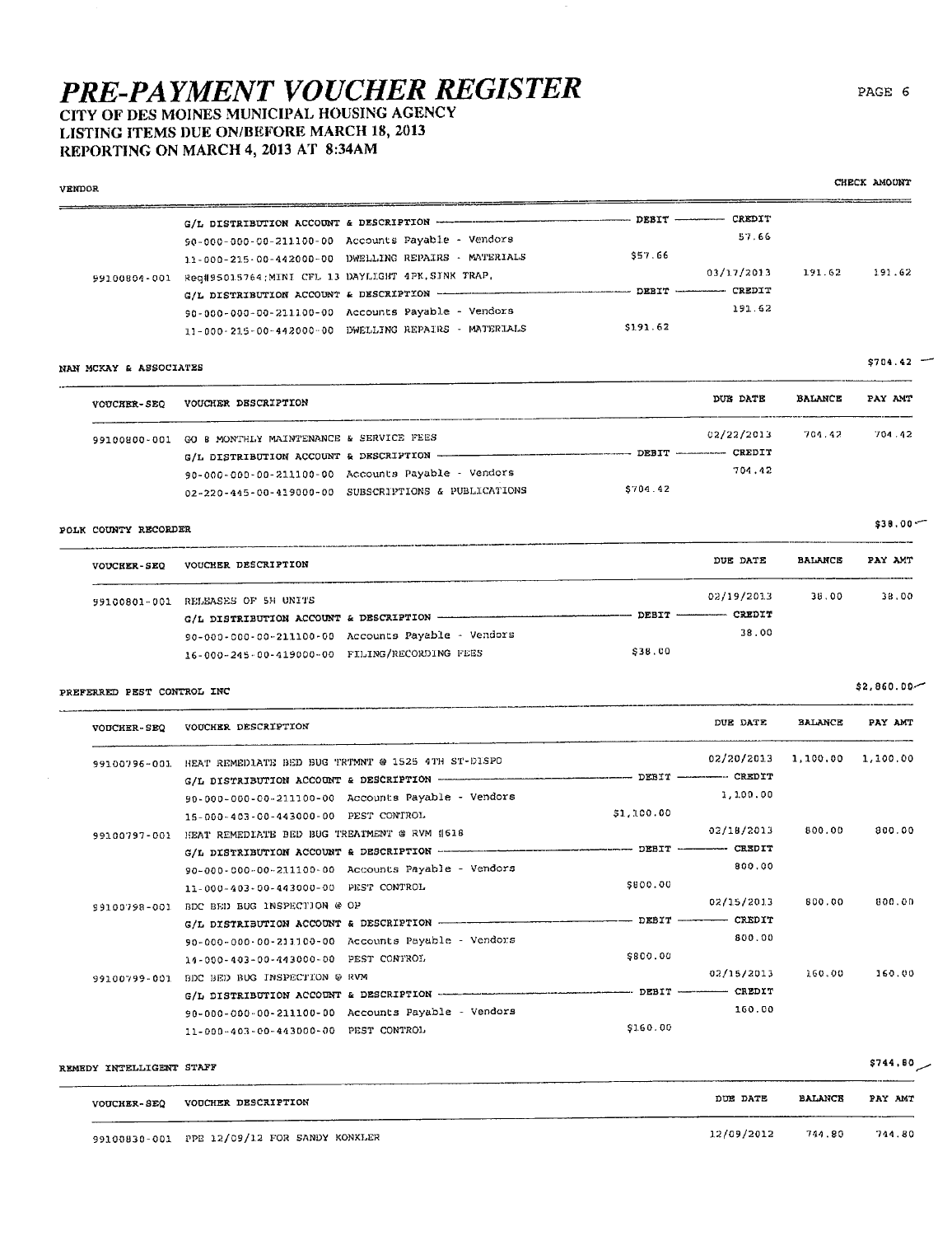# PRE-PAYMENT VOUCHER REGISTER

## CITY OF DES MOINES MUNICIPAL HOUSING AGENCY
## LISTING ITEMS DUE ON/BEFORE MARCH 18, 2013
## REPORTING ON MARCH 4, 2013 AT 8:34AM

VENDOR | CHECK AMOUNT

| VOUCHER-SEQ | VOUCHER DESCRIPTION | DEBIT | DUE DATE / CREDIT | BALANCE | PAY AMT |
|---|---|---|---|---|---|
| | G/L DISTRIBUTION ACCOUNT & DESCRIPTION | DEBIT | CREDIT | | |
| | 90-000-000-00-211100-00 Accounts Payable - Vendors | | 57.66 | | |
| | 11-000-215-00-442000-00 DWELLING REPAIRS - MATERIALS | $57.66 | | | |
| 99100804-001 | Req#95015764;MINI CFL 13 DAYLIGHT 4PK,SINK TRAP, | | 03/17/2013 | 191.62 | 191.62 |
| | G/L DISTRIBUTION ACCOUNT & DESCRIPTION | DEBIT | CREDIT | | |
| | 90-000-000-00-211100-00 Accounts Payable - Vendors | | 191.62 | | |
| | 11-000-215-00-442000-00 DWELLING REPAIRS - MATERIALS | $191.62 | | | |

**NAN MCKAY & ASSOCIATES** — $704.42

| VOUCHER-SEQ | VOUCHER DESCRIPTION | DEBIT | DUE DATE / CREDIT | BALANCE | PAY AMT |
|---|---|---|---|---|---|
| 99100800-001 | GO 8 MONTHLY MAINTENANCE & SERVICE FEES | | 02/22/2013 | 704.42 | 704.42 |
| | G/L DISTRIBUTION ACCOUNT & DESCRIPTION | DEBIT | CREDIT | | |
| | 90-000-000-00-211100-00 Accounts Payable - Vendors | | 704.42 | | |
| | 02-220-445-00-419000-00 SUBSCRIPTIONS & PUBLICATIONS | $704.42 | | | |

**POLK COUNTY RECORDER** — $38.00

| VOUCHER-SEQ | VOUCHER DESCRIPTION | DEBIT | DUE DATE / CREDIT | BALANCE | PAY AMT |
|---|---|---|---|---|---|
| 99100801-001 | RELEASES OF 5H UNITS | | 02/19/2013 | 38.00 | 38.00 |
| | G/L DISTRIBUTION ACCOUNT & DESCRIPTION | DEBIT | CREDIT | | |
| | 90-000-000-00-211100-00 Accounts Payable - Vendors | | 38.00 | | |
| | 16-000-245-00-419000-00 FILING/RECORDING FEES | $38.00 | | | |

**PREFERRED PEST CONTROL INC** — $2,860.00

| VOUCHER-SEQ | VOUCHER DESCRIPTION | DEBIT | DUE DATE / CREDIT | BALANCE | PAY AMT |
|---|---|---|---|---|---|
| 99100796-001 | HEAT REMEDIATE BED BUG TRTMNT @ 1525 4TH ST-DISPO | | 02/20/2013 | 1,100.00 | 1,100.00 |
| | G/L DISTRIBUTION ACCOUNT & DESCRIPTION | DEBIT | CREDIT | | |
| | 90-000-000-00-211100-00 Accounts Payable - Vendors | | 1,100.00 | | |
| | 16-000-403-00-443000-00 PEST CONTROL | $1,100.00 | | | |
| 99100797-001 | HEAT REMEDIATE BED BUG TREATMENT @ RVM #618 | | 02/18/2013 | 800.00 | 800.00 |
| | G/L DISTRIBUTION ACCOUNT & DESCRIPTION | DEBIT | CREDIT | | |
| | 90-000-000-00-211100-00 Accounts Payable - Vendors | | 800.00 | | |
| | 11-000-403-00-443000-00 PEST CONTROL | $800.00 | | | |
| 99100798-001 | BDC BED BUG INSPECTION @ OP | | 02/15/2013 | 800.00 | 800.00 |
| | G/L DISTRIBUTION ACCOUNT & DESCRIPTION | DEBIT | CREDIT | | |
| | 90-000-000-00-211100-00 Accounts Payable - Vendors | | 800.00 | | |
| | 14-000-403-00-443000-00 PEST CONTROL | $800.00 | | | |
| 99100799-001 | BDC BED BUG INSPECTION @ RVM | | 02/15/2013 | 160.00 | 160.00 |
| | G/L DISTRIBUTION ACCOUNT & DESCRIPTION | DEBIT | CREDIT | | |
| | 90-000-000-00-211100-00 Accounts Payable - Vendors | | 160.00 | | |
| | 11-000-403-00-443000-00 PEST CONTROL | $160.00 | | | |

**REMEDY INTELLIGENT STAFF** — $744.80

| VOUCHER-SEQ | VOUCHER DESCRIPTION | DUE DATE | BALANCE | PAY AMT |
|---|---|---|---|---|
| 99100830-001 | PPE 12/09/12 FOR SANDY KONKLER | 12/09/2012 | 744.80 | 744.80 |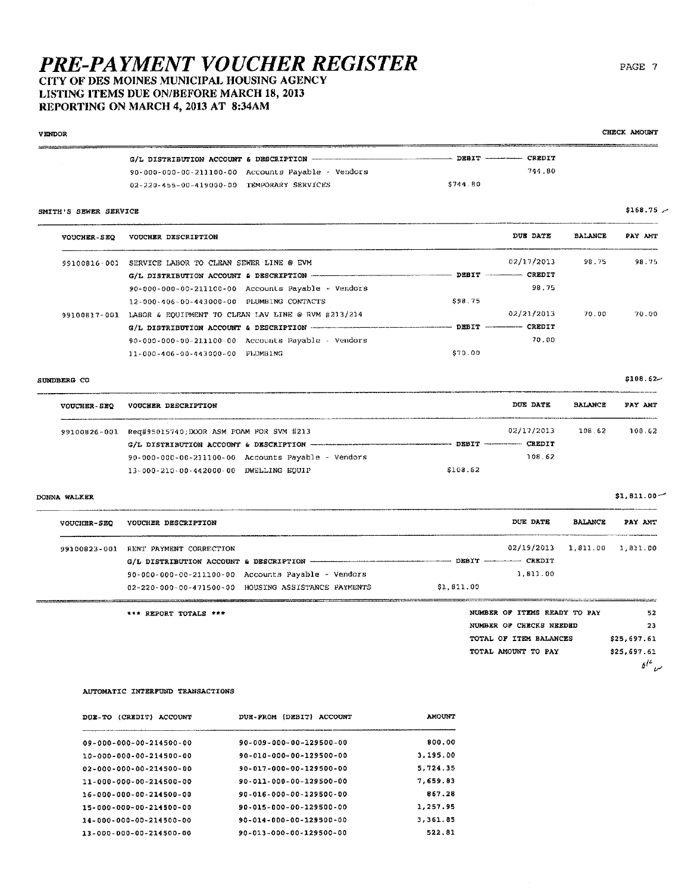# PRE-PAYMENT VOUCHER REGISTER

## CITY OF DES MOINES MUNICIPAL HOUSING AGENCY
## LISTING ITEMS DUE ON/BEFORE MARCH 18, 2013
## REPORTING ON MARCH 4, 2013 AT 8:34AM

**VENDOR** — **CHECK AMOUNT**

| G/L DISTRIBUTION ACCOUNT & DESCRIPTION | DEBIT | CREDIT |
|---|---|---|
| 90-000-000-00-211100-00 Accounts Payable - Vendors | | 744.80 |
| 02-220-455-00-419000-00 TEMPORARY SERVICES | $744.80 | |

**SMITH'S SEWER SERVICE** — $168.75

| VOUCHER-SEQ | VOUCHER DESCRIPTION | DEBIT | CREDIT | DUE DATE | BALANCE | PAY AMT |
|---|---|---|---|---|---|---|
| 99100816-001 | SERVICE LABOR TO CLEAN SEWER LINE @ EVM | | | 02/17/2013 | 98.75 | 98.75 |
| | G/L DISTRIBUTION ACCOUNT & DESCRIPTION | DEBIT | CREDIT | | | |
| | 90-000-000-00-211100-00 Accounts Payable - Vendors | | 98.75 | | | |
| | 12-000-406-00-443000-00 PLUMBING CONTACTS | $98.75 | | | | |
| 99100817-001 | LABOR & EQUIPMENT TO CLEAN LAV LINE @ RVM #213/214 | | | 02/21/2013 | 70.00 | 70.00 |
| | G/L DISTRIBUTION ACCOUNT & DESCRIPTION | DEBIT | CREDIT | | | |
| | 90-000-000-00-211100-00 Accounts Payable - Vendors | | 70.00 | | | |
| | 11-000-406-00-443000-00 PLUMBING | $70.00 | | | | |

**SUNDBERG CO** — $108.62

| VOUCHER-SEQ | VOUCHER DESCRIPTION | DEBIT | CREDIT | DUE DATE | BALANCE | PAY AMT |
|---|---|---|---|---|---|---|
| 99100826-001 | Req#95015740;DOOR ASM FOAM FOR SVM #213 | | | 02/17/2013 | 108.62 | 108.62 |
| | G/L DISTRIBUTION ACCOUNT & DESCRIPTION | DEBIT | CREDIT | | | |
| | 90-000-000-00-211100-00 Accounts Payable - Vendors | | 108.62 | | | |
| | 13-000-210-00-442000-00 DWELLING EQUIP | $108.62 | | | | |

**DONNA WALKER** — $1,811.00

| VOUCHER-SEQ | VOUCHER DESCRIPTION | DEBIT | CREDIT | DUE DATE | BALANCE | PAY AMT |
|---|---|---|---|---|---|---|
| 99100823-001 | RENT PAYMENT CORRECTION | | | 02/19/2013 | 1,811.00 | 1,811.00 |
| | G/L DISTRIBUTION ACCOUNT & DESCRIPTION | DEBIT | CREDIT | | | |
| | 90-000-000-00-211100-00 Accounts Payable - Vendors | | 1,811.00 | | | |
| | 02-220-000-00-471500-00 HOUSING ASSISTANCE PAYMENTS | $1,811.00 | | | | |

*** REPORT TOTALS ***

| | |
|---|---|
| NUMBER OF ITEMS READY TO PAY | 52 |
| NUMBER OF CHECKS NEEDED | 23 |
| TOTAL OF ITEM BALANCES | $25,697.61 |
| TOTAL AMOUNT TO PAY | $25,697.61 |

AUTOMATIC INTERFUND TRANSACTIONS

| DUE-TO (CREDIT) ACCOUNT | DUE-FROM (DEBIT) ACCOUNT | AMOUNT |
|---|---|---|
| 09-000-000-00-214500-00 | 90-009-000-00-129500-00 | 800.00 |
| 10-000-000-00-214500-00 | 90-010-000-00-129500-00 | 3,195.00 |
| 02-000-000-00-214500-00 | 90-017-000-00-129500-00 | 5,724.35 |
| 11-000-000-00-214500-00 | 90-011-000-00-129500-00 | 7,659.83 |
| 16-000-000-00-214500-00 | 90-016-000-00-129500-00 | 867.28 |
| 15-000-000-00-214500-00 | 90-015-000-00-129500-00 | 1,257.95 |
| 14-000-000-00-214500-00 | 90-014-000-00-129500-00 | 3,361.85 |
| 13-000-000-00-214500-00 | 90-013-000-00-129500-00 | 522.81 |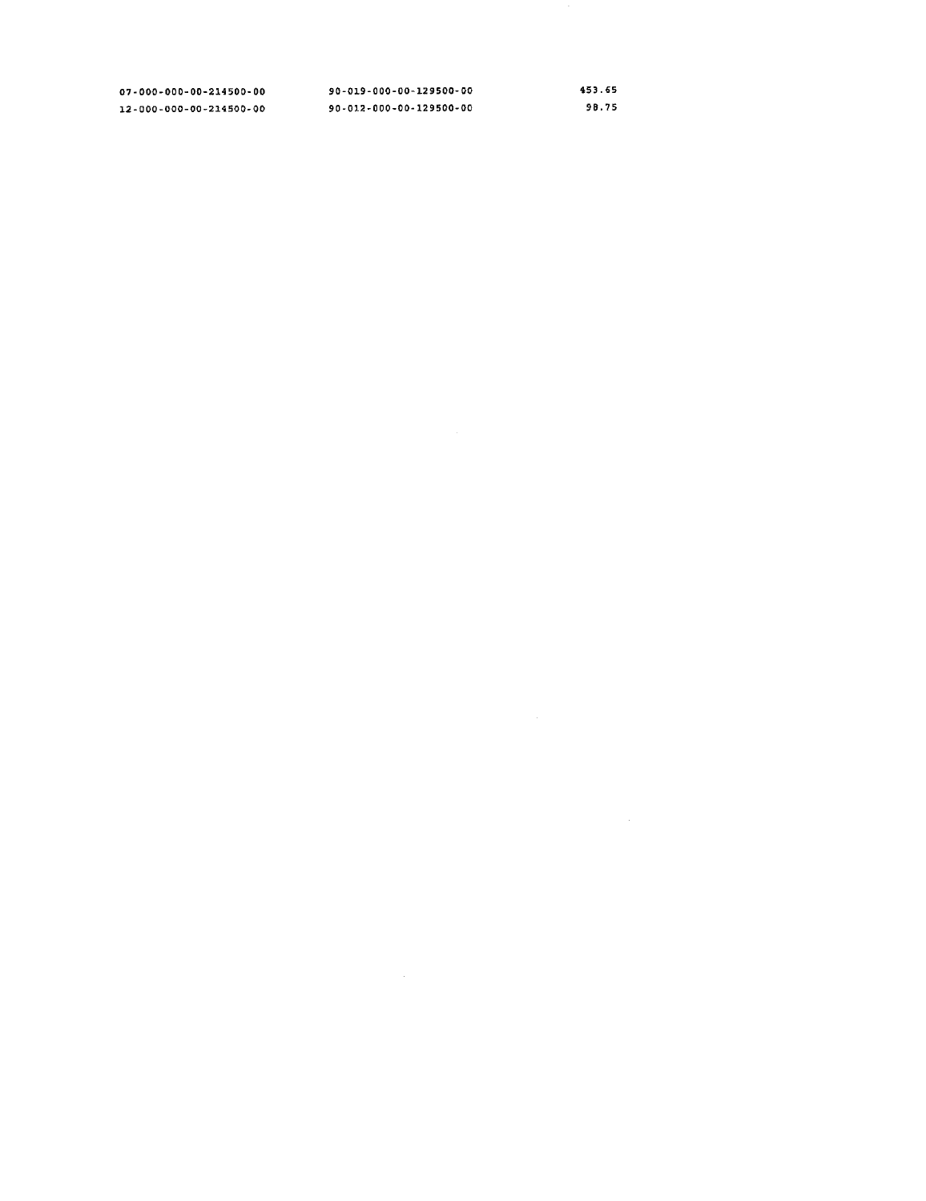| | | |
|---|---|---|
| 07-000-000-00-214500-00 | 90-019-000-00-129500-00 | 453.65 |
| 12-000-000-00-214500-00 | 90-012-000-00-129500-00 | 98.75 |